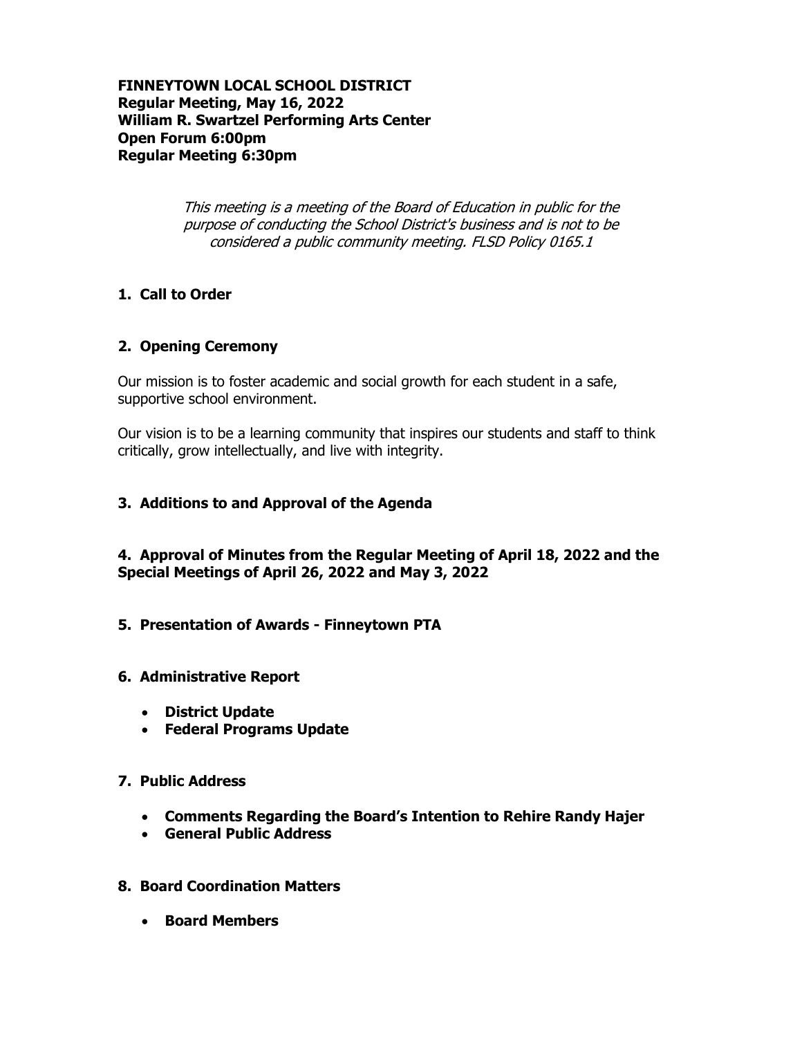**FINNEYTOWN LOCAL SCHOOL DISTRICT**
**Regular Meeting, May 16, 2022**
**William R. Swartzel Performing Arts Center**
**Open Forum 6:00pm**
**Regular Meeting 6:30pm**

*This meeting is a meeting of the Board of Education in public for the purpose of conducting the School District's business and is not to be considered a public community meeting. FLSD Policy 0165.1*

**1. Call to Order**

**2. Opening Ceremony**

Our mission is to foster academic and social growth for each student in a safe, supportive school environment.

Our vision is to be a learning community that inspires our students and staff to think critically, grow intellectually, and live with integrity.

**3. Additions to and Approval of the Agenda**

**4. Approval of Minutes from the Regular Meeting of April 18, 2022 and the Special Meetings of April 26, 2022 and May 3, 2022**

**5. Presentation of Awards - Finneytown PTA**

**6. Administrative Report**

- **District Update**
- **Federal Programs Update**

**7. Public Address**

- **Comments Regarding the Board's Intention to Rehire Randy Hajer**
- **General Public Address**

**8. Board Coordination Matters**

- **Board Members**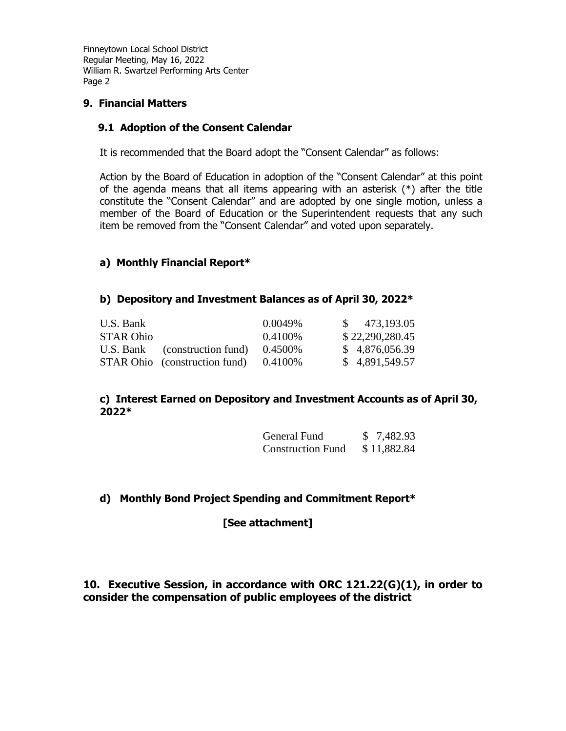## 9. Financial Matters

### 9.1 Adoption of the Consent Calendar

It is recommended that the Board adopt the "Consent Calendar" as follows:

Action by the Board of Education in adoption of the "Consent Calendar" at this point of the agenda means that all items appearing with an asterisk (*) after the title constitute the "Consent Calendar" and are adopted by one single motion, unless a member of the Board of Education or the Superintendent requests that any such item be removed from the "Consent Calendar" and voted upon separately.

#### a) Monthly Financial Report*

#### b) Depository and Investment Balances as of April 30, 2022*

| | | | |
|---|---|---|---|
| U.S. Bank | | 0.0049% | $ 473,193.05 |
| STAR Ohio | | 0.4100% | $ 22,290,280.45 |
| U.S. Bank | (construction fund) | 0.4500% | $ 4,876,056.39 |
| STAR Ohio | (construction fund) | 0.4100% | $ 4,891,549.57 |

#### c) Interest Earned on Depository and Investment Accounts as of April 30, 2022*

| | |
|---|---|
| General Fund | $ 7,482.93 |
| Construction Fund | $ 11,882.84 |

#### d) Monthly Bond Project Spending and Commitment Report*

**[See attachment]**

## 10. Executive Session, in accordance with ORC 121.22(G)(1), in order to consider the compensation of public employees of the district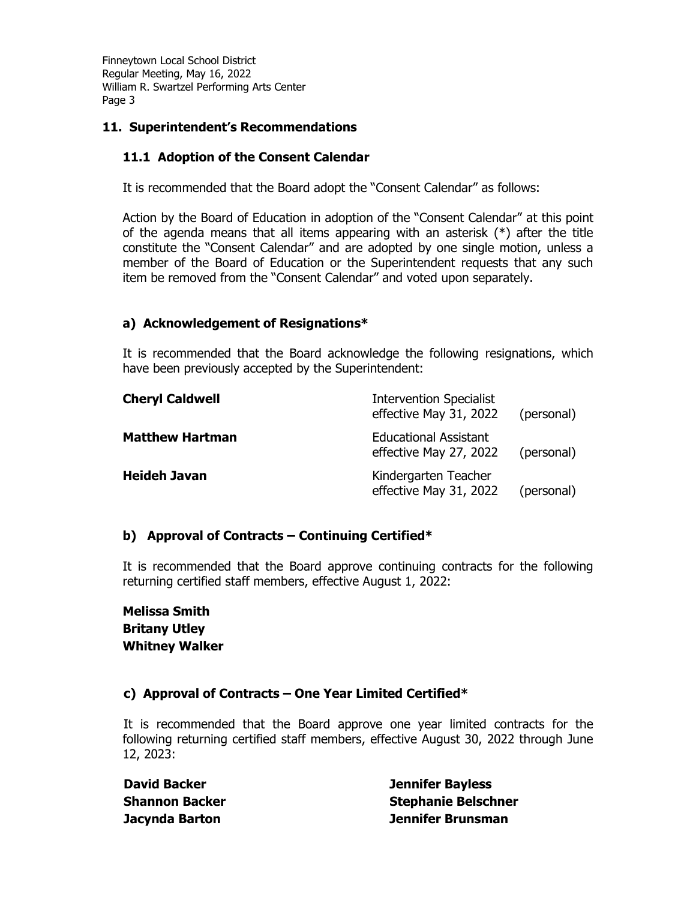## 11. Superintendent's Recommendations

### 11.1 Adoption of the Consent Calendar

It is recommended that the Board adopt the "Consent Calendar" as follows:

Action by the Board of Education in adoption of the "Consent Calendar" at this point of the agenda means that all items appearing with an asterisk (*) after the title constitute the "Consent Calendar" and are adopted by one single motion, unless a member of the Board of Education or the Superintendent requests that any such item be removed from the "Consent Calendar" and voted upon separately.

#### a) Acknowledgement of Resignations*

It is recommended that the Board acknowledge the following resignations, which have been previously accepted by the Superintendent:

| | | |
|---|---|---|
| **Cheryl Caldwell** | Intervention Specialist effective May 31, 2022 | (personal) |
| **Matthew Hartman** | Educational Assistant effective May 27, 2022 | (personal) |
| **Heideh Javan** | Kindergarten Teacher effective May 31, 2022 | (personal) |

#### b) Approval of Contracts – Continuing Certified*

It is recommended that the Board approve continuing contracts for the following returning certified staff members, effective August 1, 2022:

**Melissa Smith**
**Britany Utley**
**Whitney Walker**

#### c) Approval of Contracts – One Year Limited Certified*

It is recommended that the Board approve one year limited contracts for the following returning certified staff members, effective August 30, 2022 through June 12, 2023:

**David Backer**
**Shannon Backer**
**Jacynda Barton**
**Jennifer Bayless**
**Stephanie Belschner**
**Jennifer Brunsman**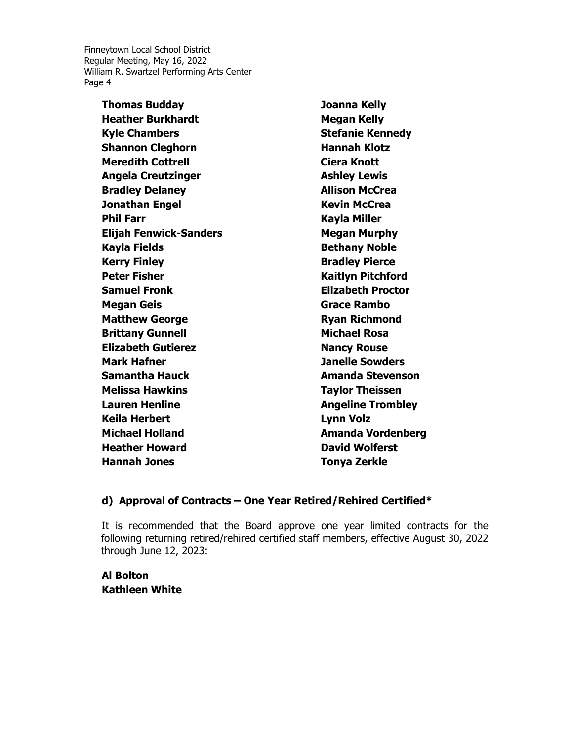**Thomas Budday**
**Heather Burkhardt**
**Kyle Chambers**
**Shannon Cleghorn**
**Meredith Cottrell**
**Angela Creutzinger**
**Bradley Delaney**
**Jonathan Engel**
**Phil Farr**
**Elijah Fenwick-Sanders**
**Kayla Fields**
**Kerry Finley**
**Peter Fisher**
**Samuel Fronk**
**Megan Geis**
**Matthew George**
**Brittany Gunnell**
**Elizabeth Gutierez**
**Mark Hafner**
**Samantha Hauck**
**Melissa Hawkins**
**Lauren Henline**
**Keila Herbert**
**Michael Holland**
**Heather Howard**
**Hannah Jones**
**Joanna Kelly**
**Megan Kelly**
**Stefanie Kennedy**
**Hannah Klotz**
**Ciera Knott**
**Ashley Lewis**
**Allison McCrea**
**Kevin McCrea**
**Kayla Miller**
**Megan Murphy**
**Bethany Noble**
**Bradley Pierce**
**Kaitlyn Pitchford**
**Elizabeth Proctor**
**Grace Rambo**
**Ryan Richmond**
**Michael Rosa**
**Nancy Rouse**
**Janelle Sowders**
**Amanda Stevenson**
**Taylor Theissen**
**Angeline Trombley**
**Lynn Volz**
**Amanda Vordenberg**
**David Wolferst**
**Tonya Zerkle**

### d) Approval of Contracts – One Year Retired/Rehired Certified*

It is recommended that the Board approve one year limited contracts for the following returning retired/rehired certified staff members, effective August 30, 2022 through June 12, 2023:

**Al Bolton**
**Kathleen White**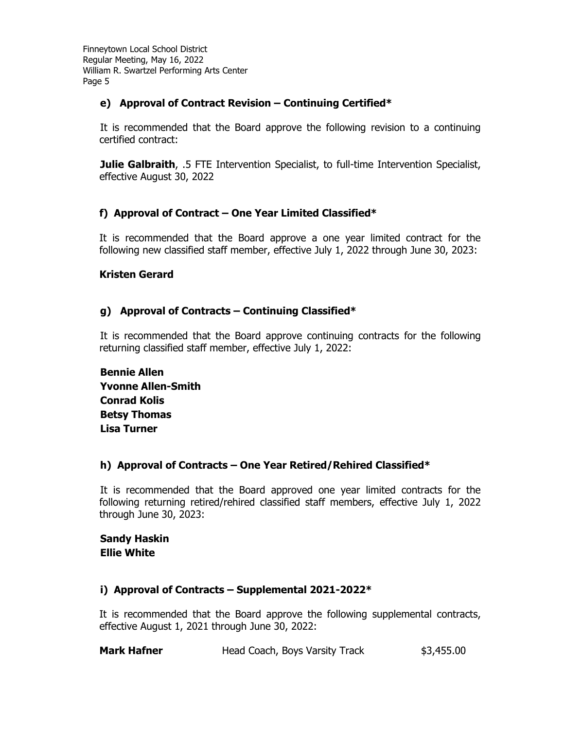### e) Approval of Contract Revision – Continuing Certified*

It is recommended that the Board approve the following revision to a continuing certified contract:

**Julie Galbraith**, .5 FTE Intervention Specialist, to full-time Intervention Specialist, effective August 30, 2022

### f) Approval of Contract – One Year Limited Classified*

It is recommended that the Board approve a one year limited contract for the following new classified staff member, effective July 1, 2022 through June 30, 2023:

**Kristen Gerard**

### g) Approval of Contracts – Continuing Classified*

It is recommended that the Board approve continuing contracts for the following returning classified staff member, effective July 1, 2022:

**Bennie Allen**
**Yvonne Allen-Smith**
**Conrad Kolis**
**Betsy Thomas**
**Lisa Turner**

### h) Approval of Contracts – One Year Retired/Rehired Classified*

It is recommended that the Board approved one year limited contracts for the following returning retired/rehired classified staff members, effective July 1, 2022 through June 30, 2023:

**Sandy Haskin**
**Ellie White**

### i) Approval of Contracts – Supplemental 2021-2022*

It is recommended that the Board approve the following supplemental contracts, effective August 1, 2021 through June 30, 2022:

| | | |
|---|---|---|
| **Mark Hafner** | Head Coach, Boys Varsity Track | $3,455.00 |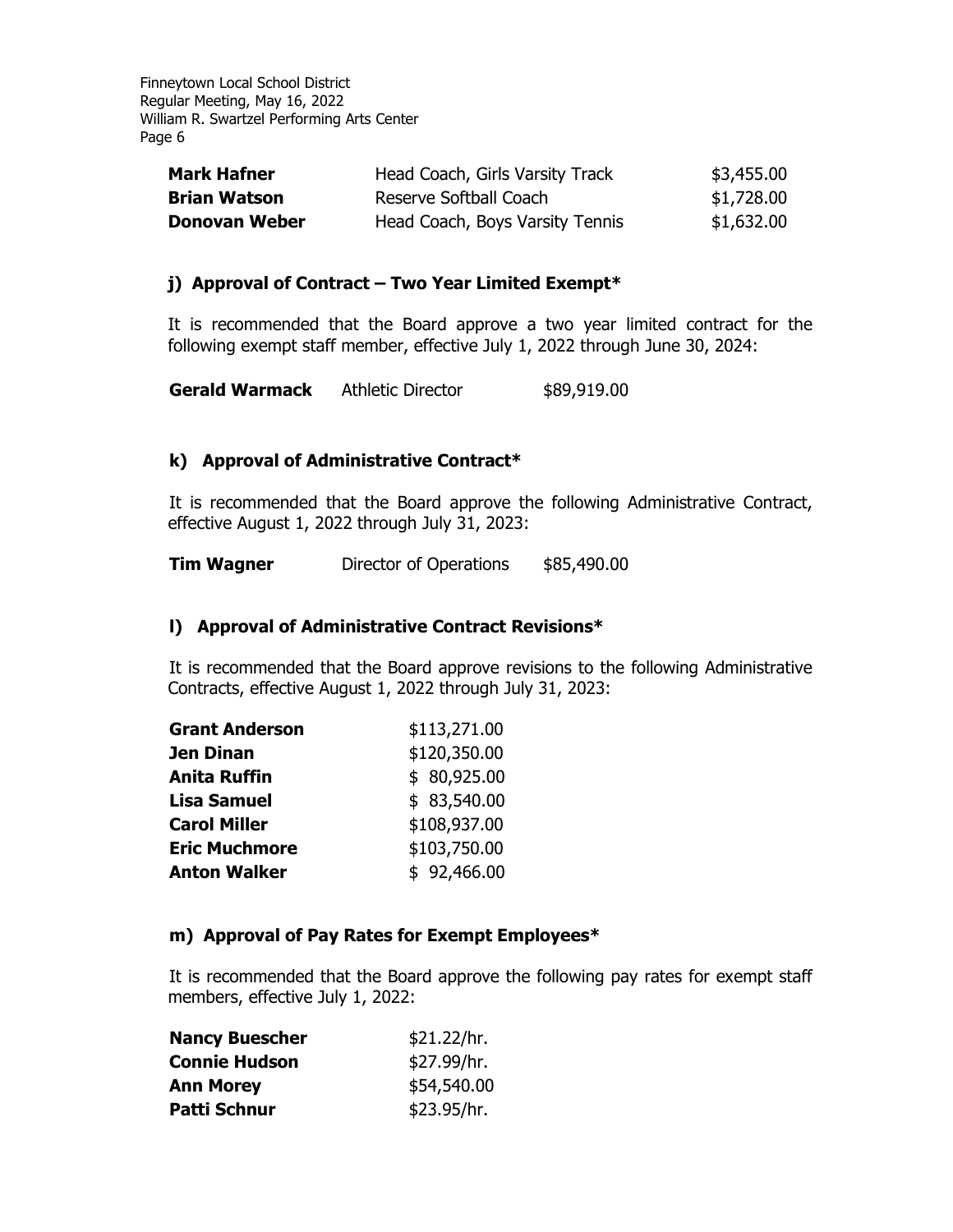| | | |
|---|---|---|
| **Mark Hafner** | Head Coach, Girls Varsity Track | $3,455.00 |
| **Brian Watson** | Reserve Softball Coach | $1,728.00 |
| **Donovan Weber** | Head Coach, Boys Varsity Tennis | $1,632.00 |

### j) Approval of Contract – Two Year Limited Exempt*

It is recommended that the Board approve a two year limited contract for the following exempt staff member, effective July 1, 2022 through June 30, 2024:

| | | |
|---|---|---|
| **Gerald Warmack** | Athletic Director | $89,919.00 |

### k) Approval of Administrative Contract*

It is recommended that the Board approve the following Administrative Contract, effective August 1, 2022 through July 31, 2023:

| | | |
|---|---|---|
| **Tim Wagner** | Director of Operations | $85,490.00 |

### l) Approval of Administrative Contract Revisions*

It is recommended that the Board approve revisions to the following Administrative Contracts, effective August 1, 2022 through July 31, 2023:

| | |
|---|---|
| **Grant Anderson** | $113,271.00 |
| **Jen Dinan** | $120,350.00 |
| **Anita Ruffin** | $ 80,925.00 |
| **Lisa Samuel** | $ 83,540.00 |
| **Carol Miller** | $108,937.00 |
| **Eric Muchmore** | $103,750.00 |
| **Anton Walker** | $ 92,466.00 |

### m) Approval of Pay Rates for Exempt Employees*

It is recommended that the Board approve the following pay rates for exempt staff members, effective July 1, 2022:

| | |
|---|---|
| **Nancy Buescher** | $21.22/hr. |
| **Connie Hudson** | $27.99/hr. |
| **Ann Morey** | $54,540.00 |
| **Patti Schnur** | $23.95/hr. |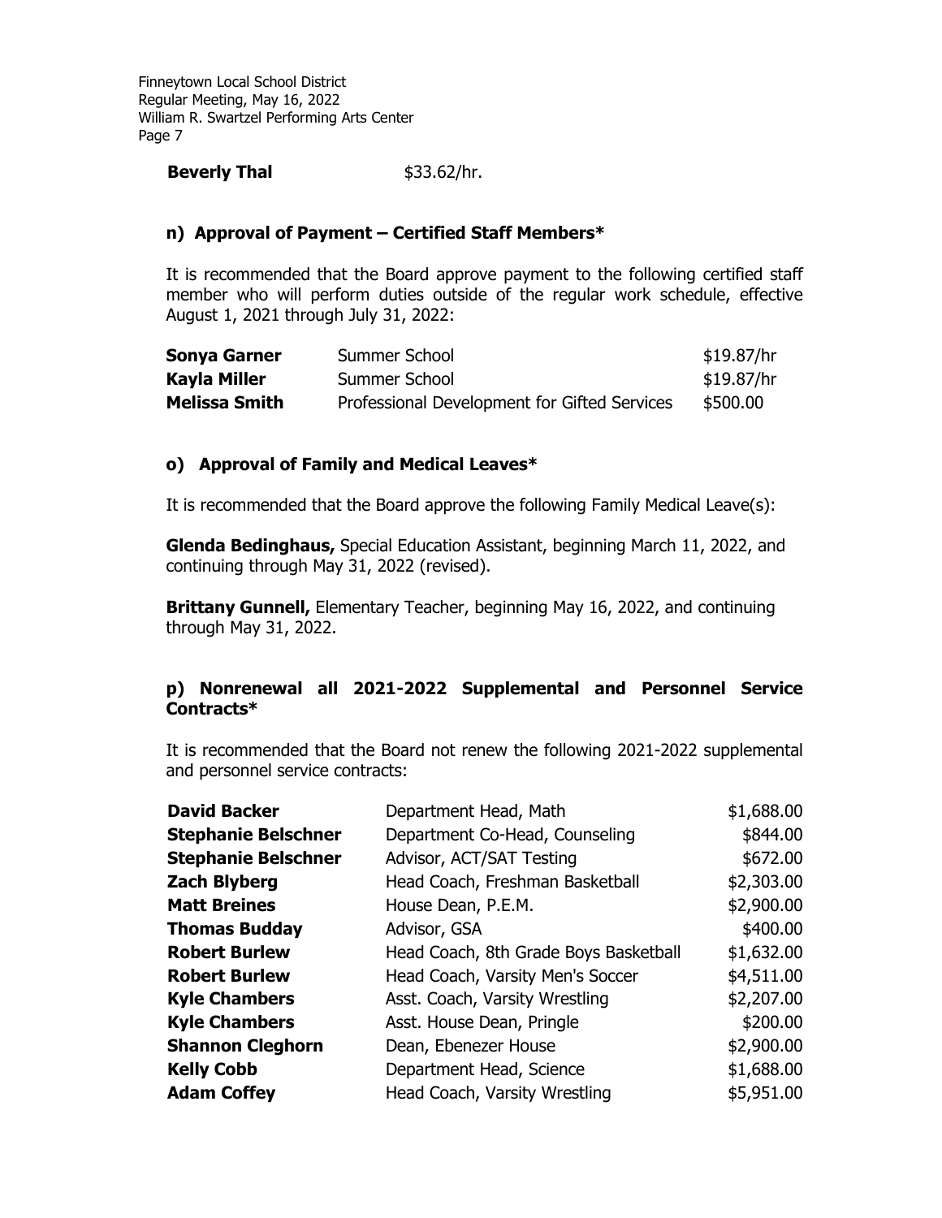| | |
|---|---|
| **Beverly Thal** | $33.62/hr. |

### n) Approval of Payment – Certified Staff Members*

It is recommended that the Board approve payment to the following certified staff member who will perform duties outside of the regular work schedule, effective August 1, 2021 through July 31, 2022:

| | | |
|---|---|---|
| **Sonya Garner** | Summer School | $19.87/hr |
| **Kayla Miller** | Summer School | $19.87/hr |
| **Melissa Smith** | Professional Development for Gifted Services | $500.00 |

### o) Approval of Family and Medical Leaves*

It is recommended that the Board approve the following Family Medical Leave(s):

**Glenda Bedinghaus,** Special Education Assistant, beginning March 11, 2022, and continuing through May 31, 2022 (revised).

**Brittany Gunnell,** Elementary Teacher, beginning May 16, 2022, and continuing through May 31, 2022.

### p) Nonrenewal all 2021-2022 Supplemental and Personnel Service Contracts*

It is recommended that the Board not renew the following 2021-2022 supplemental and personnel service contracts:

| | | |
|---|---|---|
| **David Backer** | Department Head, Math | $1,688.00 |
| **Stephanie Belschner** | Department Co-Head, Counseling | $844.00 |
| **Stephanie Belschner** | Advisor, ACT/SAT Testing | $672.00 |
| **Zach Blyberg** | Head Coach, Freshman Basketball | $2,303.00 |
| **Matt Breines** | House Dean, P.E.M. | $2,900.00 |
| **Thomas Budday** | Advisor, GSA | $400.00 |
| **Robert Burlew** | Head Coach, 8th Grade Boys Basketball | $1,632.00 |
| **Robert Burlew** | Head Coach, Varsity Men's Soccer | $4,511.00 |
| **Kyle Chambers** | Asst. Coach, Varsity Wrestling | $2,207.00 |
| **Kyle Chambers** | Asst. House Dean, Pringle | $200.00 |
| **Shannon Cleghorn** | Dean, Ebenezer House | $2,900.00 |
| **Kelly Cobb** | Department Head, Science | $1,688.00 |
| **Adam Coffey** | Head Coach, Varsity Wrestling | $5,951.00 |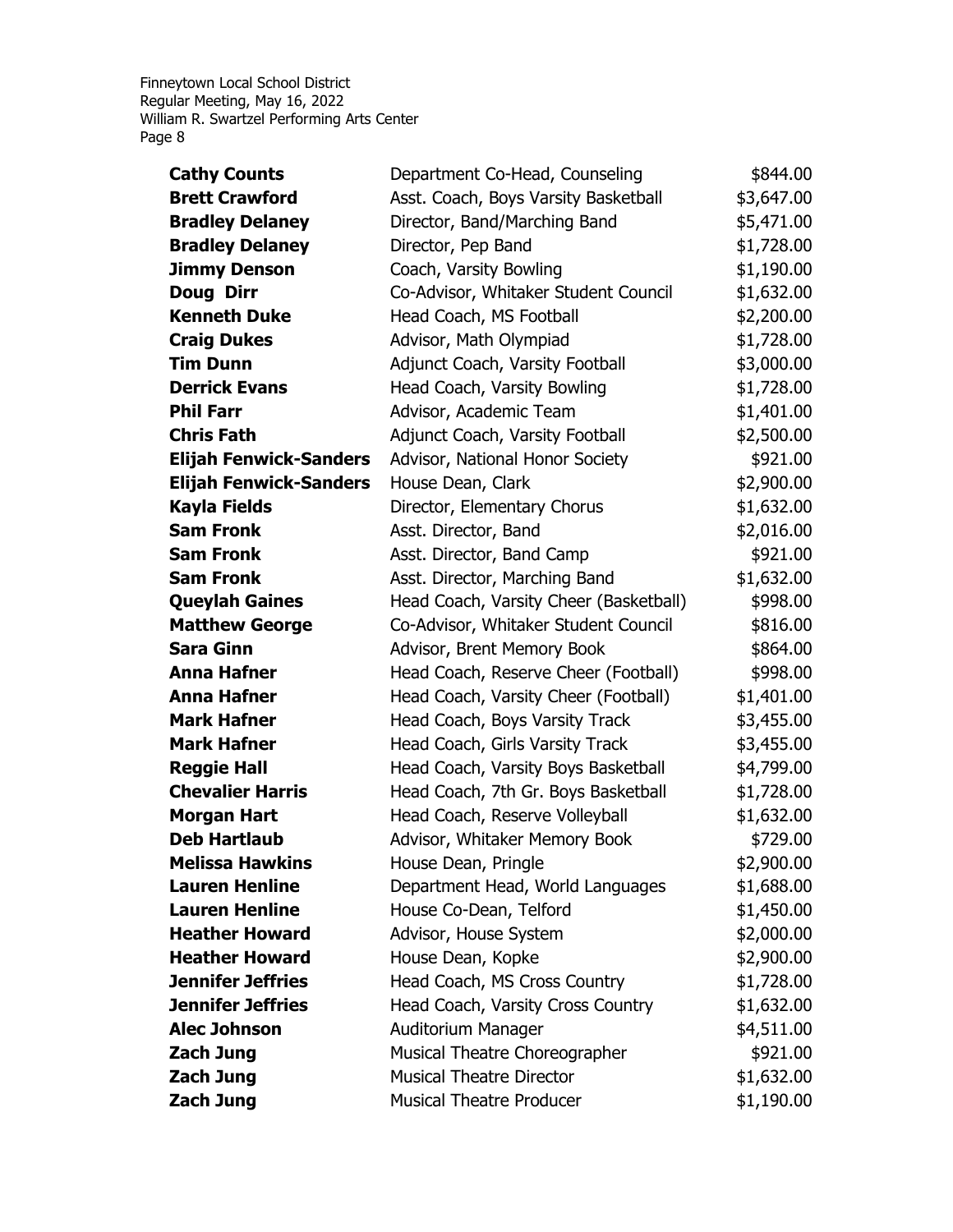| | | |
|---|---|---|
| **Cathy Counts** | Department Co-Head, Counseling | \$844.00 |
| **Brett Crawford** | Asst. Coach, Boys Varsity Basketball | \$3,647.00 |
| **Bradley Delaney** | Director, Band/Marching Band | \$5,471.00 |
| **Bradley Delaney** | Director, Pep Band | \$1,728.00 |
| **Jimmy Denson** | Coach, Varsity Bowling | \$1,190.00 |
| **Doug Dirr** | Co-Advisor, Whitaker Student Council | \$1,632.00 |
| **Kenneth Duke** | Head Coach, MS Football | \$2,200.00 |
| **Craig Dukes** | Advisor, Math Olympiad | \$1,728.00 |
| **Tim Dunn** | Adjunct Coach, Varsity Football | \$3,000.00 |
| **Derrick Evans** | Head Coach, Varsity Bowling | \$1,728.00 |
| **Phil Farr** | Advisor, Academic Team | \$1,401.00 |
| **Chris Fath** | Adjunct Coach, Varsity Football | \$2,500.00 |
| **Elijah Fenwick-Sanders** | Advisor, National Honor Society | \$921.00 |
| **Elijah Fenwick-Sanders** | House Dean, Clark | \$2,900.00 |
| **Kayla Fields** | Director, Elementary Chorus | \$1,632.00 |
| **Sam Fronk** | Asst. Director, Band | \$2,016.00 |
| **Sam Fronk** | Asst. Director, Band Camp | \$921.00 |
| **Sam Fronk** | Asst. Director, Marching Band | \$1,632.00 |
| **Queylah Gaines** | Head Coach, Varsity Cheer (Basketball) | \$998.00 |
| **Matthew George** | Co-Advisor, Whitaker Student Council | \$816.00 |
| **Sara Ginn** | Advisor, Brent Memory Book | \$864.00 |
| **Anna Hafner** | Head Coach, Reserve Cheer (Football) | \$998.00 |
| **Anna Hafner** | Head Coach, Varsity Cheer (Football) | \$1,401.00 |
| **Mark Hafner** | Head Coach, Boys Varsity Track | \$3,455.00 |
| **Mark Hafner** | Head Coach, Girls Varsity Track | \$3,455.00 |
| **Reggie Hall** | Head Coach, Varsity Boys Basketball | \$4,799.00 |
| **Chevalier Harris** | Head Coach, 7th Gr. Boys Basketball | \$1,728.00 |
| **Morgan Hart** | Head Coach, Reserve Volleyball | \$1,632.00 |
| **Deb Hartlaub** | Advisor, Whitaker Memory Book | \$729.00 |
| **Melissa Hawkins** | House Dean, Pringle | \$2,900.00 |
| **Lauren Henline** | Department Head, World Languages | \$1,688.00 |
| **Lauren Henline** | House Co-Dean, Telford | \$1,450.00 |
| **Heather Howard** | Advisor, House System | \$2,000.00 |
| **Heather Howard** | House Dean, Kopke | \$2,900.00 |
| **Jennifer Jeffries** | Head Coach, MS Cross Country | \$1,728.00 |
| **Jennifer Jeffries** | Head Coach, Varsity Cross Country | \$1,632.00 |
| **Alec Johnson** | Auditorium Manager | \$4,511.00 |
| **Zach Jung** | Musical Theatre Choreographer | \$921.00 |
| **Zach Jung** | Musical Theatre Director | \$1,632.00 |
| **Zach Jung** | Musical Theatre Producer | \$1,190.00 |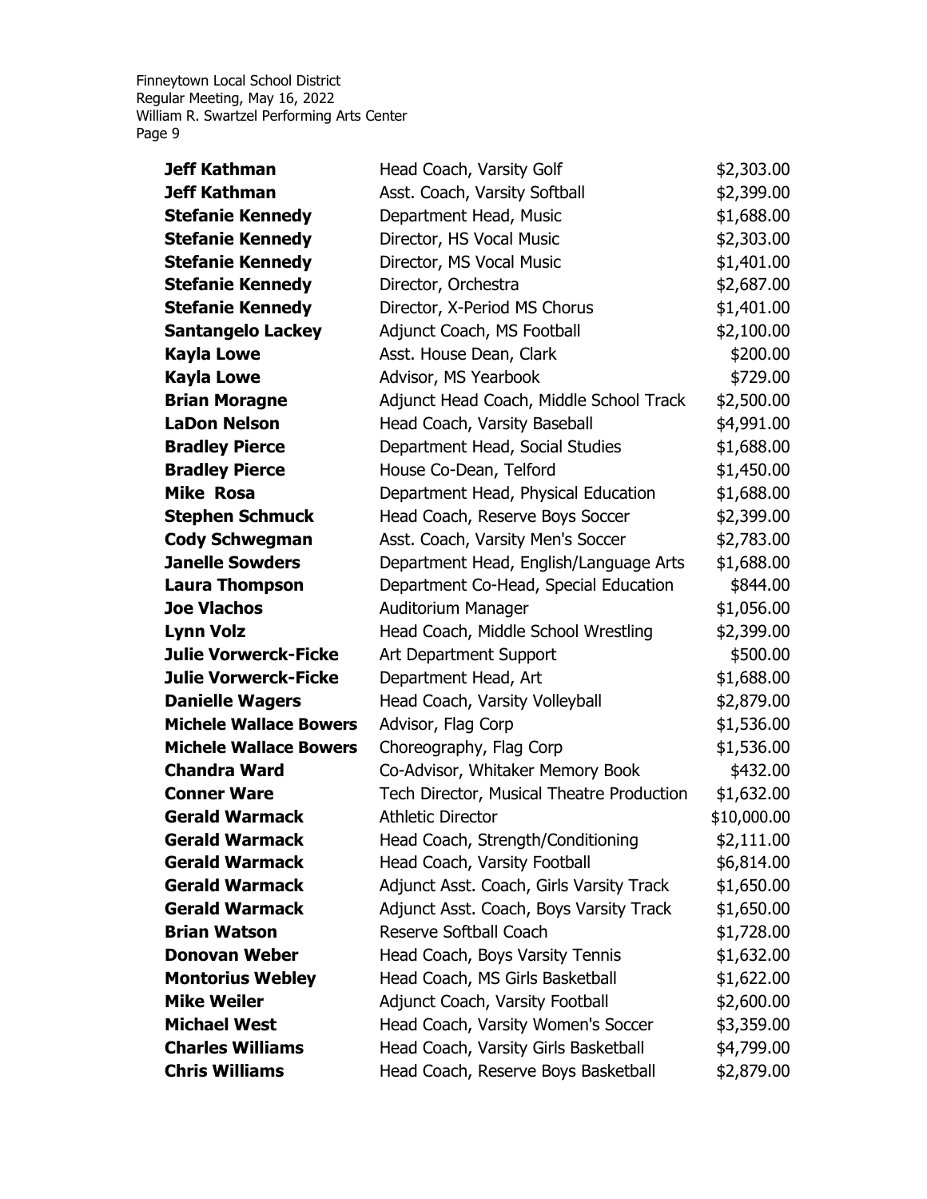| | | |
|---|---|---|
| **Jeff Kathman** | Head Coach, Varsity Golf | $2,303.00 |
| **Jeff Kathman** | Asst. Coach, Varsity Softball | $2,399.00 |
| **Stefanie Kennedy** | Department Head, Music | $1,688.00 |
| **Stefanie Kennedy** | Director, HS Vocal Music | $2,303.00 |
| **Stefanie Kennedy** | Director, MS Vocal Music | $1,401.00 |
| **Stefanie Kennedy** | Director, Orchestra | $2,687.00 |
| **Stefanie Kennedy** | Director, X-Period MS Chorus | $1,401.00 |
| **Santangelo Lackey** | Adjunct Coach, MS Football | $2,100.00 |
| **Kayla Lowe** | Asst. House Dean, Clark | $200.00 |
| **Kayla Lowe** | Advisor, MS Yearbook | $729.00 |
| **Brian Moragne** | Adjunct Head Coach, Middle School Track | $2,500.00 |
| **LaDon Nelson** | Head Coach, Varsity Baseball | $4,991.00 |
| **Bradley Pierce** | Department Head, Social Studies | $1,688.00 |
| **Bradley Pierce** | House Co-Dean, Telford | $1,450.00 |
| **Mike Rosa** | Department Head, Physical Education | $1,688.00 |
| **Stephen Schmuck** | Head Coach, Reserve Boys Soccer | $2,399.00 |
| **Cody Schwegman** | Asst. Coach, Varsity Men's Soccer | $2,783.00 |
| **Janelle Sowders** | Department Head, English/Language Arts | $1,688.00 |
| **Laura Thompson** | Department Co-Head, Special Education | $844.00 |
| **Joe Vlachos** | Auditorium Manager | $1,056.00 |
| **Lynn Volz** | Head Coach, Middle School Wrestling | $2,399.00 |
| **Julie Vorwerck-Ficke** | Art Department Support | $500.00 |
| **Julie Vorwerck-Ficke** | Department Head, Art | $1,688.00 |
| **Danielle Wagers** | Head Coach, Varsity Volleyball | $2,879.00 |
| **Michele Wallace Bowers** | Advisor, Flag Corp | $1,536.00 |
| **Michele Wallace Bowers** | Choreography, Flag Corp | $1,536.00 |
| **Chandra Ward** | Co-Advisor, Whitaker Memory Book | $432.00 |
| **Conner Ware** | Tech Director, Musical Theatre Production | $1,632.00 |
| **Gerald Warmack** | Athletic Director | $10,000.00 |
| **Gerald Warmack** | Head Coach, Strength/Conditioning | $2,111.00 |
| **Gerald Warmack** | Head Coach, Varsity Football | $6,814.00 |
| **Gerald Warmack** | Adjunct Asst. Coach, Girls Varsity Track | $1,650.00 |
| **Gerald Warmack** | Adjunct Asst. Coach, Boys Varsity Track | $1,650.00 |
| **Brian Watson** | Reserve Softball Coach | $1,728.00 |
| **Donovan Weber** | Head Coach, Boys Varsity Tennis | $1,632.00 |
| **Montorius Webley** | Head Coach, MS Girls Basketball | $1,622.00 |
| **Mike Weiler** | Adjunct Coach, Varsity Football | $2,600.00 |
| **Michael West** | Head Coach, Varsity Women's Soccer | $3,359.00 |
| **Charles Williams** | Head Coach, Varsity Girls Basketball | $4,799.00 |
| **Chris Williams** | Head Coach, Reserve Boys Basketball | $2,879.00 |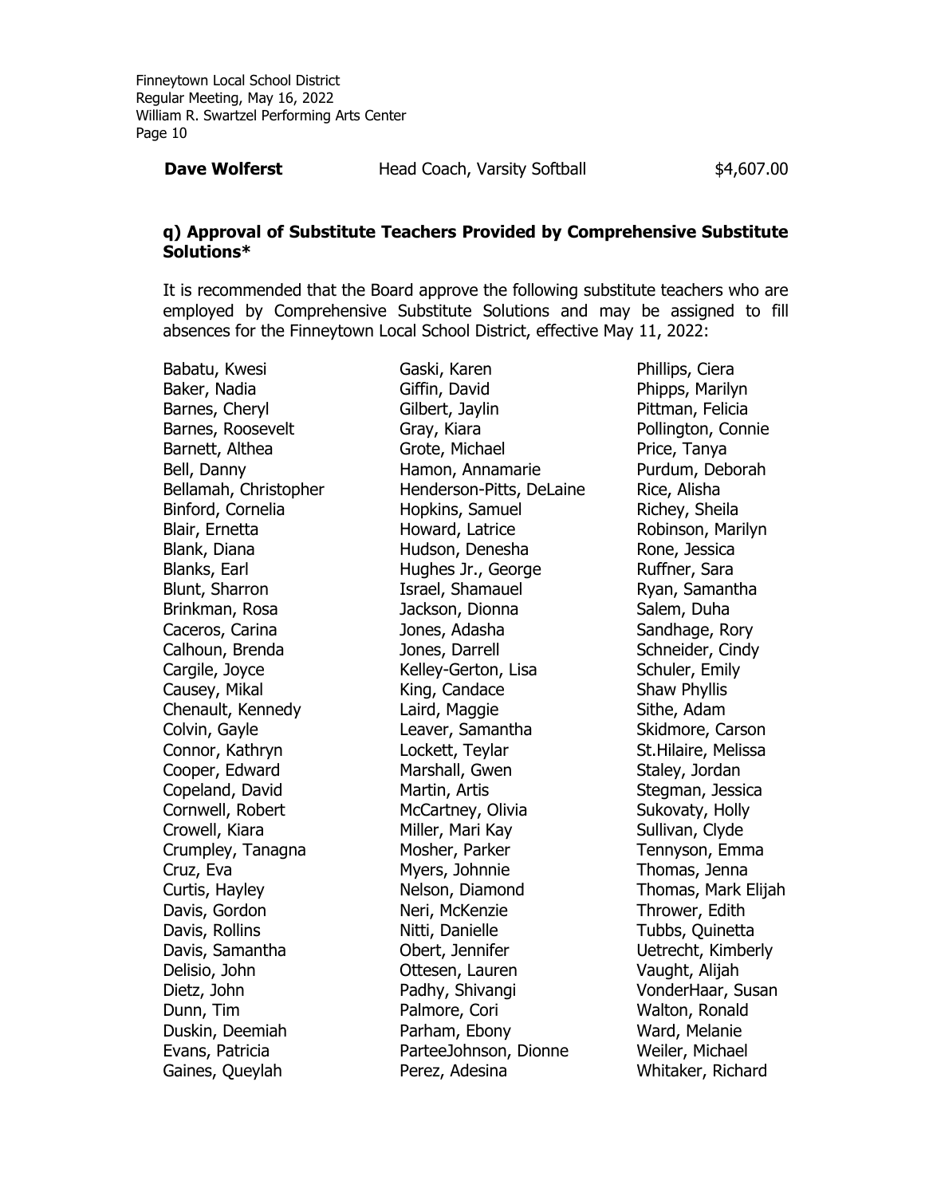| **Dave Wolferst** | Head Coach, Varsity Softball | $4,607.00 |
|---|---|---|

**q) Approval of Substitute Teachers Provided by Comprehensive Substitute Solutions***

It is recommended that the Board approve the following substitute teachers who are employed by Comprehensive Substitute Solutions and may be assigned to fill absences for the Finneytown Local School District, effective May 11, 2022:

Babatu, Kwesi
Baker, Nadia
Barnes, Cheryl
Barnes, Roosevelt
Barnett, Althea
Bell, Danny
Bellamah, Christopher
Binford, Cornelia
Blair, Ernetta
Blank, Diana
Blanks, Earl
Blunt, Sharron
Brinkman, Rosa
Caceros, Carina
Calhoun, Brenda
Cargile, Joyce
Causey, Mikal
Chenault, Kennedy
Colvin, Gayle
Connor, Kathryn
Cooper, Edward
Copeland, David
Cornwell, Robert
Crowell, Kiara
Crumpley, Tanagna
Cruz, Eva
Curtis, Hayley
Davis, Gordon
Davis, Rollins
Davis, Samantha
Delisio, John
Dietz, John
Dunn, Tim
Duskin, Deemiah
Evans, Patricia
Gaines, Queylah
Gaski, Karen
Giffin, David
Gilbert, Jaylin
Gray, Kiara
Grote, Michael
Hamon, Annamarie
Henderson-Pitts, DeLaine
Hopkins, Samuel
Howard, Latrice
Hudson, Denesha
Hughes Jr., George
Israel, Shamauel
Jackson, Dionna
Jones, Adasha
Jones, Darrell
Kelley-Gerton, Lisa
King, Candace
Laird, Maggie
Leaver, Samantha
Lockett, Teylar
Marshall, Gwen
Martin, Artis
McCartney, Olivia
Miller, Mari Kay
Mosher, Parker
Myers, Johnnie
Nelson, Diamond
Neri, McKenzie
Nitti, Danielle
Obert, Jennifer
Ottesen, Lauren
Padhy, Shivangi
Palmore, Cori
Parham, Ebony
ParteeJohnson, Dionne
Perez, Adesina
Phillips, Ciera
Phipps, Marilyn
Pittman, Felicia
Pollington, Connie
Price, Tanya
Purdum, Deborah
Rice, Alisha
Richey, Sheila
Robinson, Marilyn
Rone, Jessica
Ruffner, Sara
Ryan, Samantha
Salem, Duha
Sandhage, Rory
Schneider, Cindy
Schuler, Emily
Shaw Phyllis
Sithe, Adam
Skidmore, Carson
St.Hilaire, Melissa
Staley, Jordan
Stegman, Jessica
Sukovaty, Holly
Sullivan, Clyde
Tennyson, Emma
Thomas, Jenna
Thomas, Mark Elijah
Thrower, Edith
Tubbs, Quinetta
Uetrecht, Kimberly
Vaught, Alijah
VonderHaar, Susan
Walton, Ronald
Ward, Melanie
Weiler, Michael
Whitaker, Richard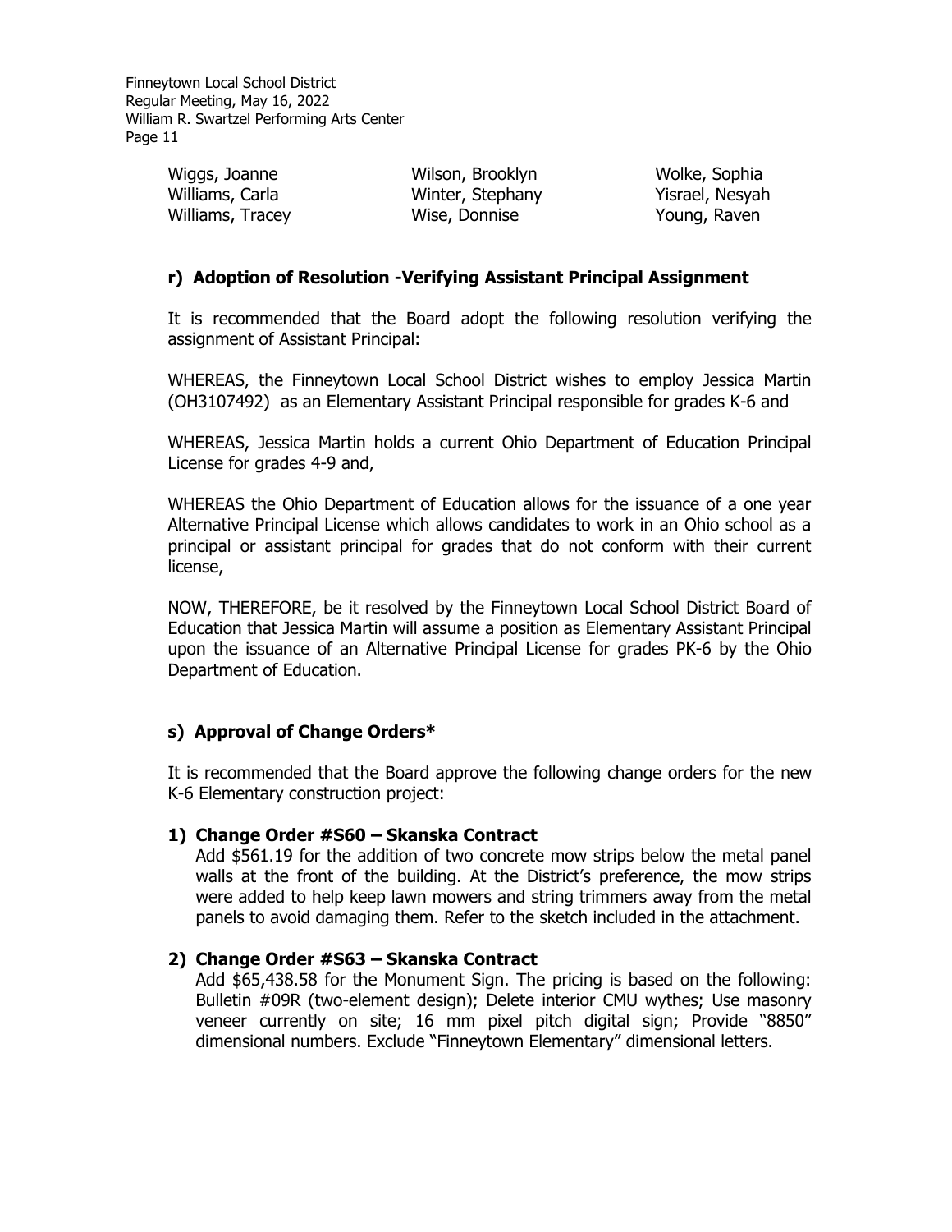| | | |
|---|---|---|
| Wiggs, Joanne | Wilson, Brooklyn | Wolke, Sophia |
| Williams, Carla | Winter, Stephany | Yisrael, Nesyah |
| Williams, Tracey | Wise, Donnise | Young, Raven |

### r) Adoption of Resolution -Verifying Assistant Principal Assignment

It is recommended that the Board adopt the following resolution verifying the assignment of Assistant Principal:

WHEREAS, the Finneytown Local School District wishes to employ Jessica Martin (OH3107492) as an Elementary Assistant Principal responsible for grades K-6 and

WHEREAS, Jessica Martin holds a current Ohio Department of Education Principal License for grades 4-9 and,

WHEREAS the Ohio Department of Education allows for the issuance of a one year Alternative Principal License which allows candidates to work in an Ohio school as a principal or assistant principal for grades that do not conform with their current license,

NOW, THEREFORE, be it resolved by the Finneytown Local School District Board of Education that Jessica Martin will assume a position as Elementary Assistant Principal upon the issuance of an Alternative Principal License for grades PK-6 by the Ohio Department of Education.

### s) Approval of Change Orders*

It is recommended that the Board approve the following change orders for the new K-6 Elementary construction project:

1) **Change Order #S60 – Skanska Contract**
   Add $561.19 for the addition of two concrete mow strips below the metal panel walls at the front of the building. At the District's preference, the mow strips were added to help keep lawn mowers and string trimmers away from the metal panels to avoid damaging them. Refer to the sketch included in the attachment.

2) **Change Order #S63 – Skanska Contract**
   Add $65,438.58 for the Monument Sign. The pricing is based on the following: Bulletin #09R (two-element design); Delete interior CMU wythes; Use masonry veneer currently on site; 16 mm pixel pitch digital sign; Provide "8850" dimensional numbers. Exclude "Finneytown Elementary" dimensional letters.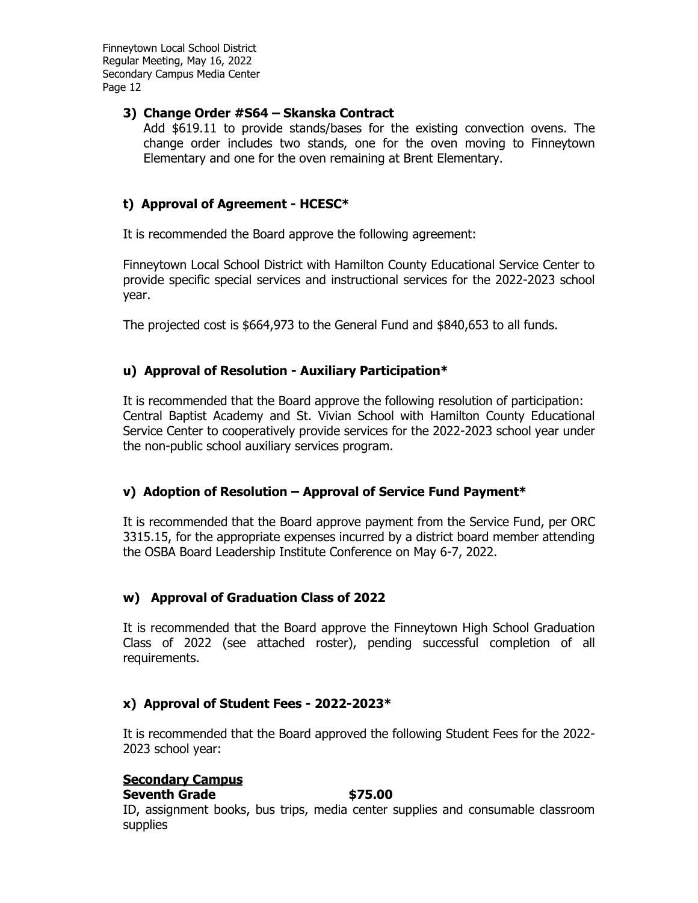### 3) Change Order #S64 – Skanska Contract

Add $619.11 to provide stands/bases for the existing convection ovens. The change order includes two stands, one for the oven moving to Finneytown Elementary and one for the oven remaining at Brent Elementary.

## t) Approval of Agreement - HCESC*

It is recommended the Board approve the following agreement:

Finneytown Local School District with Hamilton County Educational Service Center to provide specific special services and instructional services for the 2022-2023 school year.

The projected cost is $664,973 to the General Fund and $840,653 to all funds.

## u) Approval of Resolution - Auxiliary Participation*

It is recommended that the Board approve the following resolution of participation: Central Baptist Academy and St. Vivian School with Hamilton County Educational Service Center to cooperatively provide services for the 2022-2023 school year under the non-public school auxiliary services program.

## v) Adoption of Resolution – Approval of Service Fund Payment*

It is recommended that the Board approve payment from the Service Fund, per ORC 3315.15, for the appropriate expenses incurred by a district board member attending the OSBA Board Leadership Institute Conference on May 6-7, 2022.

## w) Approval of Graduation Class of 2022

It is recommended that the Board approve the Finneytown High School Graduation Class of 2022 (see attached roster), pending successful completion of all requirements.

## x) Approval of Student Fees - 2022-2023*

It is recommended that the Board approved the following Student Fees for the 2022-2023 school year:

**Secondary Campus**

**Seventh Grade** **$75.00**

ID, assignment books, bus trips, media center supplies and consumable classroom supplies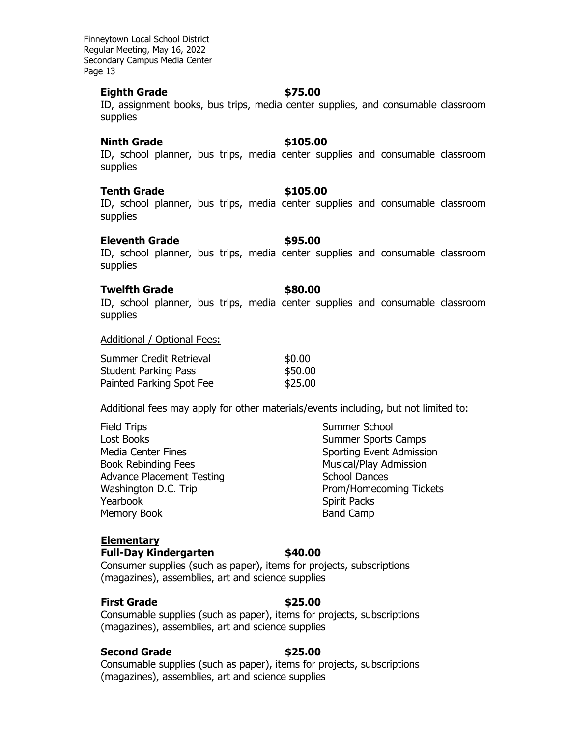**Eighth Grade** **$75.00**
ID, assignment books, bus trips, media center supplies, and consumable classroom supplies

**Ninth Grade** **$105.00**
ID, school planner, bus trips, media center supplies and consumable classroom supplies

**Tenth Grade** **$105.00**
ID, school planner, bus trips, media center supplies and consumable classroom supplies

**Eleventh Grade** **$95.00**
ID, school planner, bus trips, media center supplies and consumable classroom supplies

**Twelfth Grade** **$80.00**
ID, school planner, bus trips, media center supplies and consumable classroom supplies

<u>Additional / Optional Fees:</u>

| | |
|---|---|
| Summer Credit Retrieval | $0.00 |
| Student Parking Pass | $50.00 |
| Painted Parking Spot Fee | $25.00 |

<u>Additional fees may apply for other materials/events including, but not limited to</u>:

- Field Trips
- Lost Books
- Media Center Fines
- Book Rebinding Fees
- Advance Placement Testing
- Washington D.C. Trip
- Yearbook
- Memory Book
- Summer School
- Summer Sports Camps
- Sporting Event Admission
- Musical/Play Admission
- School Dances
- Prom/Homecoming Tickets
- Spirit Packs
- Band Camp

**<u>Elementary</u>**

**Full-Day Kindergarten** **$40.00**
Consumer supplies (such as paper), items for projects, subscriptions (magazines), assemblies, art and science supplies

**First Grade** **$25.00**
Consumable supplies (such as paper), items for projects, subscriptions (magazines), assemblies, art and science supplies

**Second Grade** **$25.00**
Consumable supplies (such as paper), items for projects, subscriptions (magazines), assemblies, art and science supplies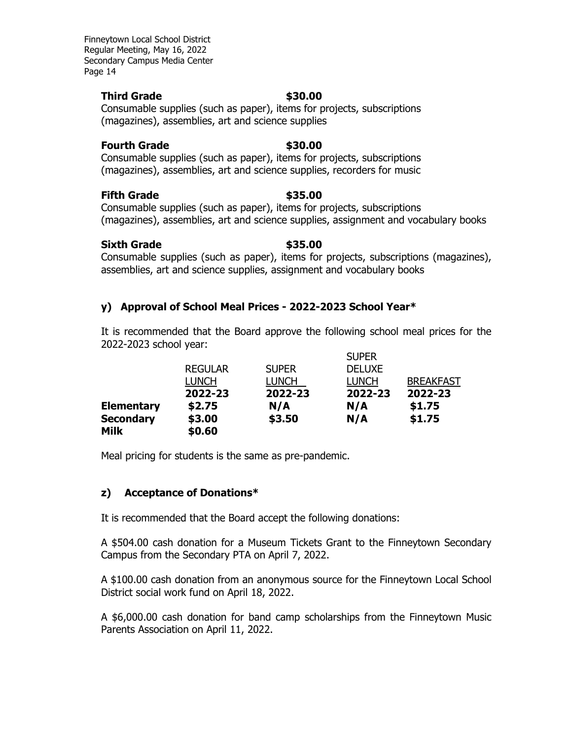**Third Grade** **$30.00**
Consumable supplies (such as paper), items for projects, subscriptions (magazines), assemblies, art and science supplies

**Fourth Grade** **$30.00**
Consumable supplies (such as paper), items for projects, subscriptions (magazines), assemblies, art and science supplies, recorders for music

**Fifth Grade** **$35.00**
Consumable supplies (such as paper), items for projects, subscriptions (magazines), assemblies, art and science supplies, assignment and vocabulary books

**Sixth Grade** **$35.00**
Consumable supplies (such as paper), items for projects, subscriptions (magazines), assemblies, art and science supplies, assignment and vocabulary books

### y) Approval of School Meal Prices - 2022-2023 School Year*

It is recommended that the Board approve the following school meal prices for the 2022-2023 school year:

| | REGULAR LUNCH 2022-23 | SUPER LUNCH 2022-23 | SUPER DELUXE LUNCH 2022-23 | BREAKFAST 2022-23 |
|---|---|---|---|---|
| **Elementary** | **$2.75** | **N/A** | **N/A** | **$1.75** |
| **Secondary** | **$3.00** | **$3.50** | **N/A** | **$1.75** |
| **Milk** | **$0.60** | | | |

Meal pricing for students is the same as pre-pandemic.

### z) Acceptance of Donations*

It is recommended that the Board accept the following donations:

A $504.00 cash donation for a Museum Tickets Grant to the Finneytown Secondary Campus from the Secondary PTA on April 7, 2022.

A $100.00 cash donation from an anonymous source for the Finneytown Local School District social work fund on April 18, 2022.

A $6,000.00 cash donation for band camp scholarships from the Finneytown Music Parents Association on April 11, 2022.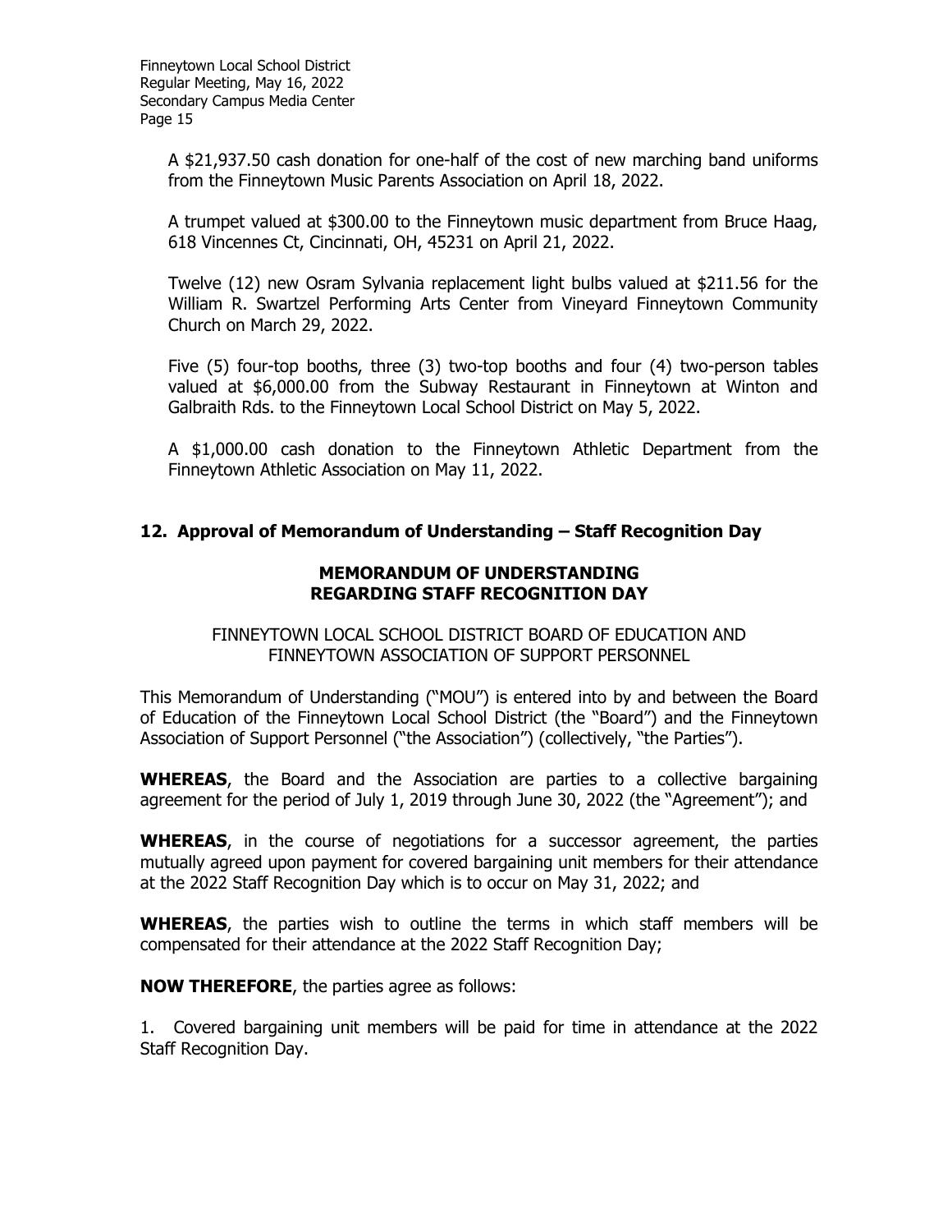A $21,937.50 cash donation for one-half of the cost of new marching band uniforms from the Finneytown Music Parents Association on April 18, 2022.

A trumpet valued at $300.00 to the Finneytown music department from Bruce Haag, 618 Vincennes Ct, Cincinnati, OH, 45231 on April 21, 2022.

Twelve (12) new Osram Sylvania replacement light bulbs valued at $211.56 for the William R. Swartzel Performing Arts Center from Vineyard Finneytown Community Church on March 29, 2022.

Five (5) four-top booths, three (3) two-top booths and four (4) two-person tables valued at $6,000.00 from the Subway Restaurant in Finneytown at Winton and Galbraith Rds. to the Finneytown Local School District on May 5, 2022.

A $1,000.00 cash donation to the Finneytown Athletic Department from the Finneytown Athletic Association on May 11, 2022.

## 12. Approval of Memorandum of Understanding – Staff Recognition Day

**MEMORANDUM OF UNDERSTANDING
REGARDING STAFF RECOGNITION DAY**

FINNEYTOWN LOCAL SCHOOL DISTRICT BOARD OF EDUCATION AND
FINNEYTOWN ASSOCIATION OF SUPPORT PERSONNEL

This Memorandum of Understanding ("MOU") is entered into by and between the Board of Education of the Finneytown Local School District (the "Board") and the Finneytown Association of Support Personnel ("the Association") (collectively, "the Parties").

**WHEREAS**, the Board and the Association are parties to a collective bargaining agreement for the period of July 1, 2019 through June 30, 2022 (the "Agreement"); and

**WHEREAS**, in the course of negotiations for a successor agreement, the parties mutually agreed upon payment for covered bargaining unit members for their attendance at the 2022 Staff Recognition Day which is to occur on May 31, 2022; and

**WHEREAS**, the parties wish to outline the terms in which staff members will be compensated for their attendance at the 2022 Staff Recognition Day;

**NOW THEREFORE**, the parties agree as follows:

1. Covered bargaining unit members will be paid for time in attendance at the 2022 Staff Recognition Day.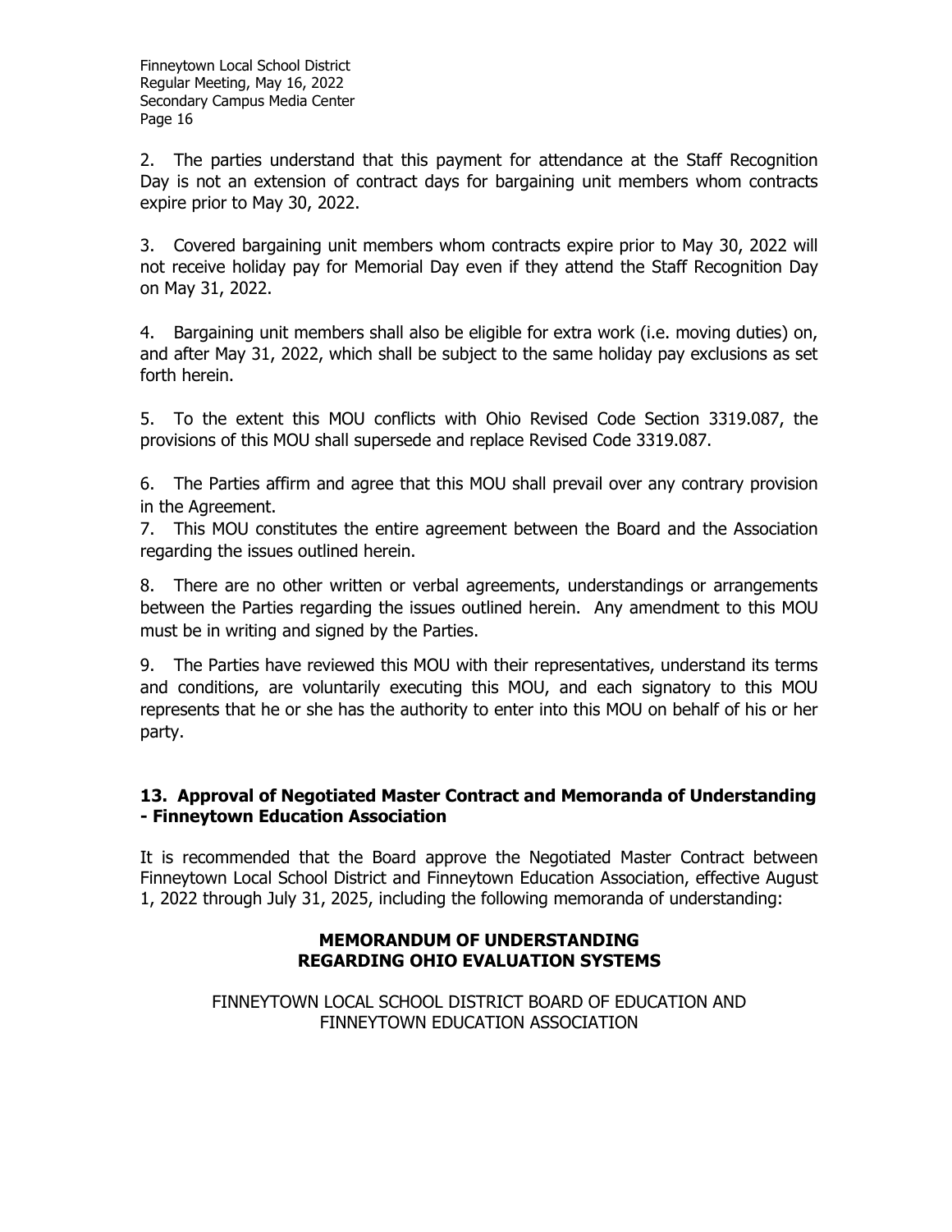2. The parties understand that this payment for attendance at the Staff Recognition Day is not an extension of contract days for bargaining unit members whom contracts expire prior to May 30, 2022.

3. Covered bargaining unit members whom contracts expire prior to May 30, 2022 will not receive holiday pay for Memorial Day even if they attend the Staff Recognition Day on May 31, 2022.

4. Bargaining unit members shall also be eligible for extra work (i.e. moving duties) on, and after May 31, 2022, which shall be subject to the same holiday pay exclusions as set forth herein.

5. To the extent this MOU conflicts with Ohio Revised Code Section 3319.087, the provisions of this MOU shall supersede and replace Revised Code 3319.087.

6. The Parties affirm and agree that this MOU shall prevail over any contrary provision in the Agreement.

7. This MOU constitutes the entire agreement between the Board and the Association regarding the issues outlined herein.

8. There are no other written or verbal agreements, understandings or arrangements between the Parties regarding the issues outlined herein. Any amendment to this MOU must be in writing and signed by the Parties.

9. The Parties have reviewed this MOU with their representatives, understand its terms and conditions, are voluntarily executing this MOU, and each signatory to this MOU represents that he or she has the authority to enter into this MOU on behalf of his or her party.

### 13. Approval of Negotiated Master Contract and Memoranda of Understanding - Finneytown Education Association

It is recommended that the Board approve the Negotiated Master Contract between Finneytown Local School District and Finneytown Education Association, effective August 1, 2022 through July 31, 2025, including the following memoranda of understanding:

**MEMORANDUM OF UNDERSTANDING**
**REGARDING OHIO EVALUATION SYSTEMS**

FINNEYTOWN LOCAL SCHOOL DISTRICT BOARD OF EDUCATION AND FINNEYTOWN EDUCATION ASSOCIATION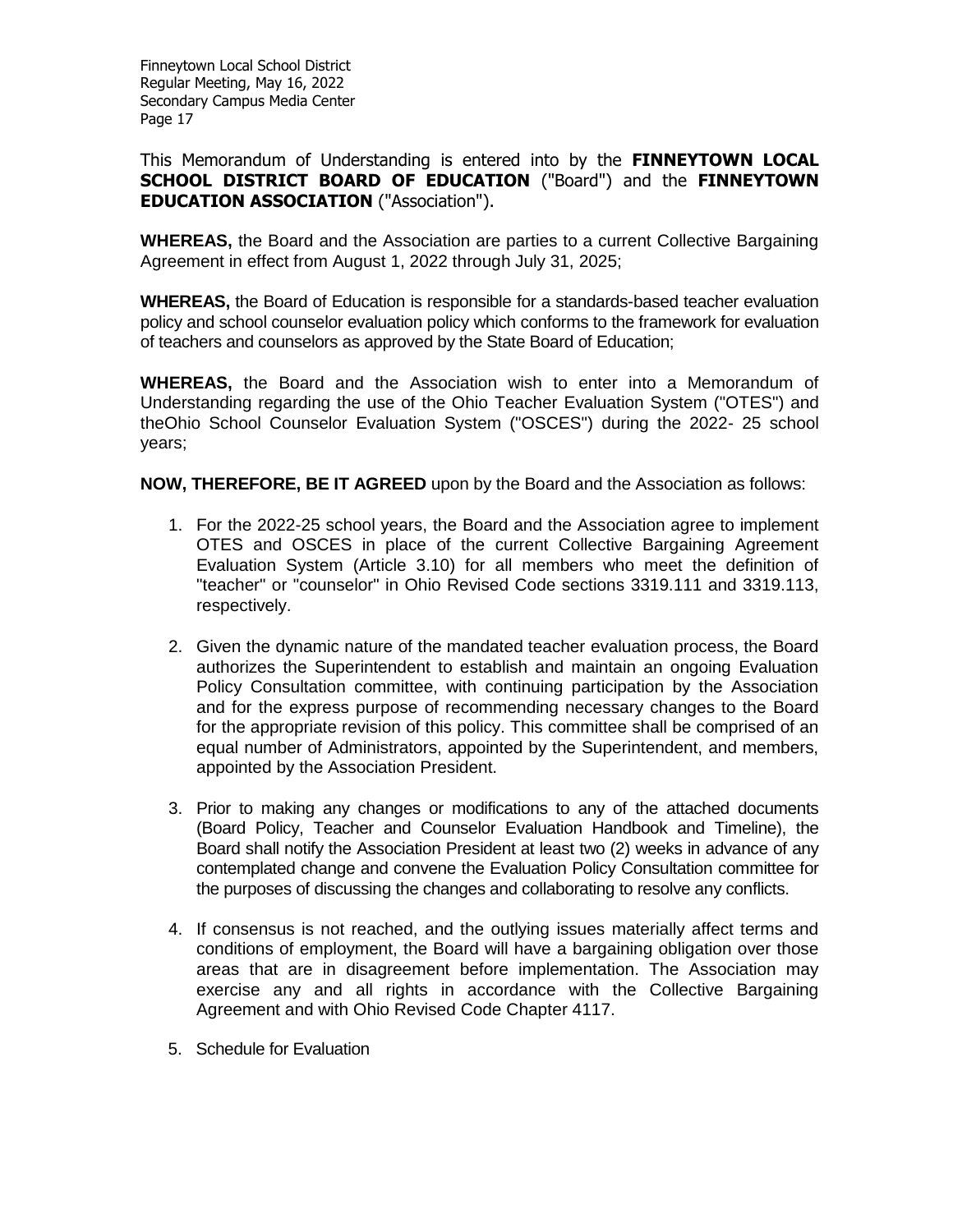This Memorandum of Understanding is entered into by the **FINNEYTOWN LOCAL SCHOOL DISTRICT BOARD OF EDUCATION** ("Board") and the **FINNEYTOWN EDUCATION ASSOCIATION** ("Association").

**WHEREAS,** the Board and the Association are parties to a current Collective Bargaining Agreement in effect from August 1, 2022 through July 31, 2025;

**WHEREAS,** the Board of Education is responsible for a standards-based teacher evaluation policy and school counselor evaluation policy which conforms to the framework for evaluation of teachers and counselors as approved by the State Board of Education;

**WHEREAS,** the Board and the Association wish to enter into a Memorandum of Understanding regarding the use of the Ohio Teacher Evaluation System ("OTES") and theOhio School Counselor Evaluation System ("OSCES") during the 2022- 25 school years;

**NOW, THEREFORE, BE IT AGREED** upon by the Board and the Association as follows:

1. For the 2022-25 school years, the Board and the Association agree to implement OTES and OSCES in place of the current Collective Bargaining Agreement Evaluation System (Article 3.10) for all members who meet the definition of "teacher" or "counselor" in Ohio Revised Code sections 3319.111 and 3319.113, respectively.

2. Given the dynamic nature of the mandated teacher evaluation process, the Board authorizes the Superintendent to establish and maintain an ongoing Evaluation Policy Consultation committee, with continuing participation by the Association and for the express purpose of recommending necessary changes to the Board for the appropriate revision of this policy. This committee shall be comprised of an equal number of Administrators, appointed by the Superintendent, and members, appointed by the Association President.

3. Prior to making any changes or modifications to any of the attached documents (Board Policy, Teacher and Counselor Evaluation Handbook and Timeline), the Board shall notify the Association President at least two (2) weeks in advance of any contemplated change and convene the Evaluation Policy Consultation committee for the purposes of discussing the changes and collaborating to resolve any conflicts.

4. If consensus is not reached, and the outlying issues materially affect terms and conditions of employment, the Board will have a bargaining obligation over those areas that are in disagreement before implementation. The Association may exercise any and all rights in accordance with the Collective Bargaining Agreement and with Ohio Revised Code Chapter 4117.

5. Schedule for Evaluation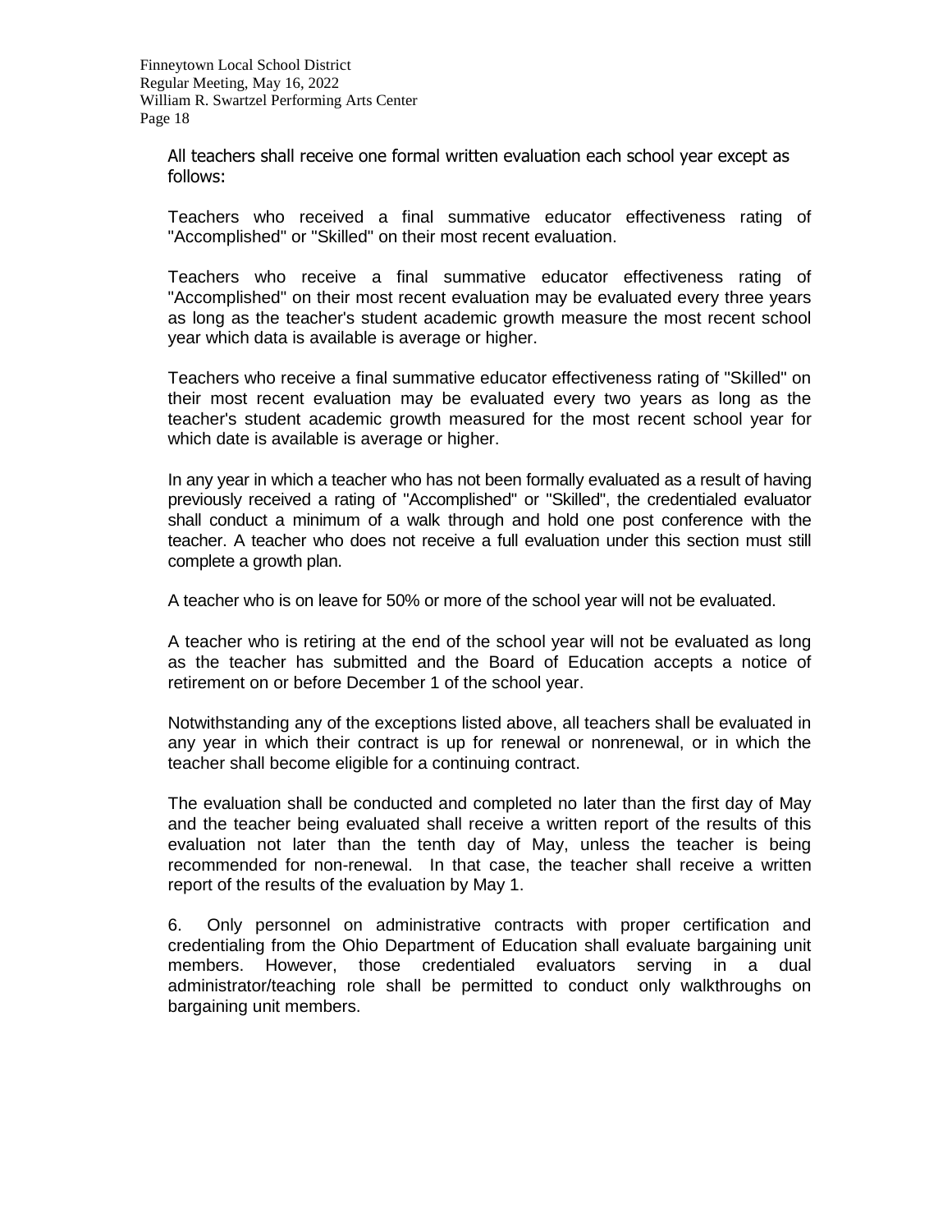All teachers shall receive one formal written evaluation each school year except as follows:

Teachers who received a final summative educator effectiveness rating of "Accomplished" or "Skilled" on their most recent evaluation.

Teachers who receive a final summative educator effectiveness rating of "Accomplished" on their most recent evaluation may be evaluated every three years as long as the teacher's student academic growth measure the most recent school year which data is available is average or higher.

Teachers who receive a final summative educator effectiveness rating of "Skilled" on their most recent evaluation may be evaluated every two years as long as the teacher's student academic growth measured for the most recent school year for which date is available is average or higher.

In any year in which a teacher who has not been formally evaluated as a result of having previously received a rating of "Accomplished" or "Skilled", the credentialed evaluator shall conduct a minimum of a walk through and hold one post conference with the teacher. A teacher who does not receive a full evaluation under this section must still complete a growth plan.

A teacher who is on leave for 50% or more of the school year will not be evaluated.

A teacher who is retiring at the end of the school year will not be evaluated as long as the teacher has submitted and the Board of Education accepts a notice of retirement on or before December 1 of the school year.

Notwithstanding any of the exceptions listed above, all teachers shall be evaluated in any year in which their contract is up for renewal or nonrenewal, or in which the teacher shall become eligible for a continuing contract.

The evaluation shall be conducted and completed no later than the first day of May and the teacher being evaluated shall receive a written report of the results of this evaluation not later than the tenth day of May, unless the teacher is being recommended for non-renewal. In that case, the teacher shall receive a written report of the results of the evaluation by May 1.

6. Only personnel on administrative contracts with proper certification and credentialing from the Ohio Department of Education shall evaluate bargaining unit members. However, those credentialed evaluators serving in a dual administrator/teaching role shall be permitted to conduct only walkthroughs on bargaining unit members.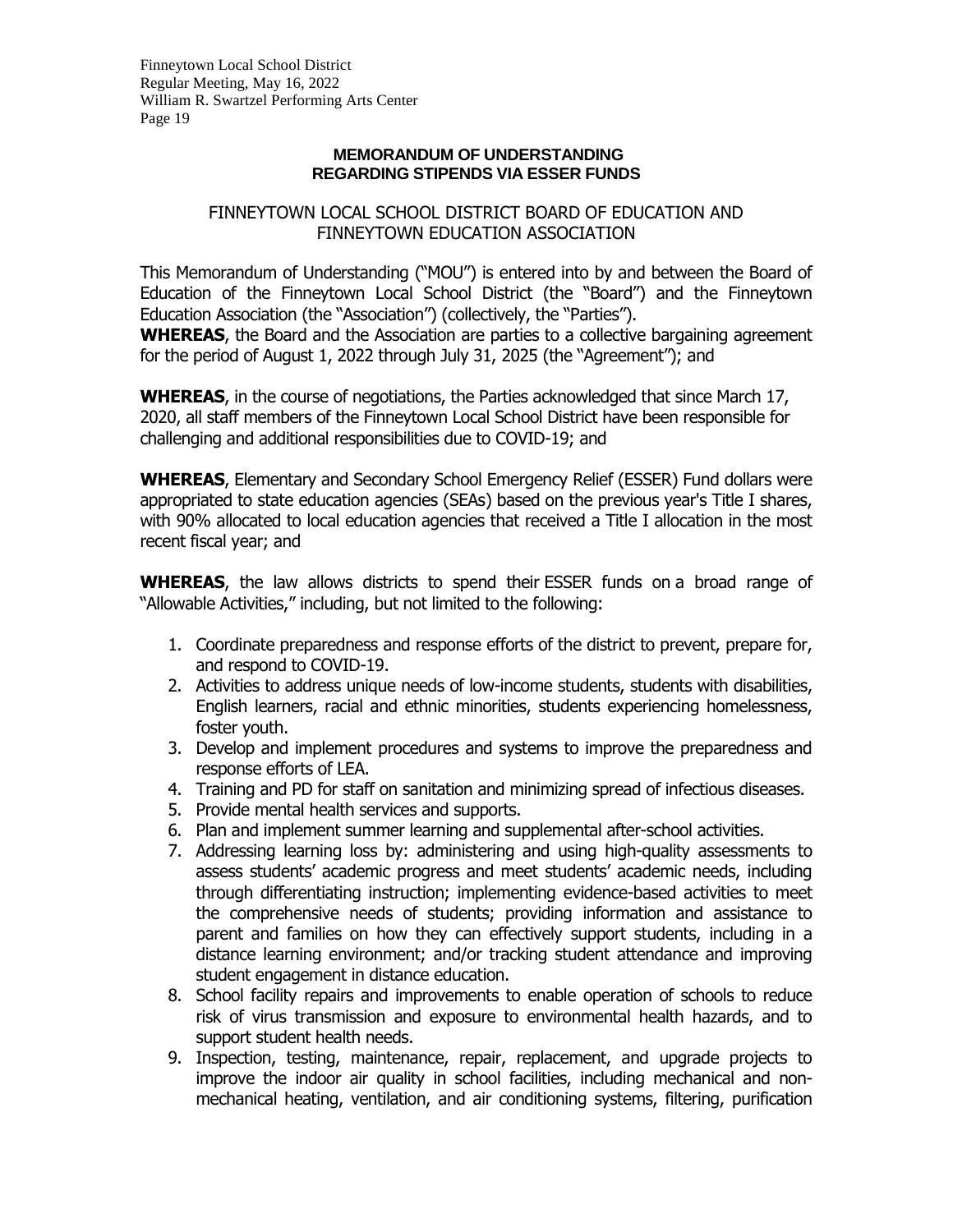**MEMORANDUM OF UNDERSTANDING**
**REGARDING STIPENDS VIA ESSER FUNDS**

FINNEYTOWN LOCAL SCHOOL DISTRICT BOARD OF EDUCATION AND FINNEYTOWN EDUCATION ASSOCIATION

This Memorandum of Understanding ("MOU") is entered into by and between the Board of Education of the Finneytown Local School District (the "Board") and the Finneytown Education Association (the "Association") (collectively, the "Parties").

**WHEREAS**, the Board and the Association are parties to a collective bargaining agreement for the period of August 1, 2022 through July 31, 2025 (the "Agreement"); and

**WHEREAS**, in the course of negotiations, the Parties acknowledged that since March 17, 2020, all staff members of the Finneytown Local School District have been responsible for challenging and additional responsibilities due to COVID-19; and

**WHEREAS**, Elementary and Secondary School Emergency Relief (ESSER) Fund dollars were appropriated to state education agencies (SEAs) based on the previous year's Title I shares, with 90% allocated to local education agencies that received a Title I allocation in the most recent fiscal year; and

**WHEREAS**, the law allows districts to spend their ESSER funds on a broad range of "Allowable Activities," including, but not limited to the following:

1. Coordinate preparedness and response efforts of the district to prevent, prepare for, and respond to COVID-19.
2. Activities to address unique needs of low-income students, students with disabilities, English learners, racial and ethnic minorities, students experiencing homelessness, foster youth.
3. Develop and implement procedures and systems to improve the preparedness and response efforts of LEA.
4. Training and PD for staff on sanitation and minimizing spread of infectious diseases.
5. Provide mental health services and supports.
6. Plan and implement summer learning and supplemental after-school activities.
7. Addressing learning loss by: administering and using high-quality assessments to assess students' academic progress and meet students' academic needs, including through differentiating instruction; implementing evidence-based activities to meet the comprehensive needs of students; providing information and assistance to parent and families on how they can effectively support students, including in a distance learning environment; and/or tracking student attendance and improving student engagement in distance education.
8. School facility repairs and improvements to enable operation of schools to reduce risk of virus transmission and exposure to environmental health hazards, and to support student health needs.
9. Inspection, testing, maintenance, repair, replacement, and upgrade projects to improve the indoor air quality in school facilities, including mechanical and non-mechanical heating, ventilation, and air conditioning systems, filtering, purification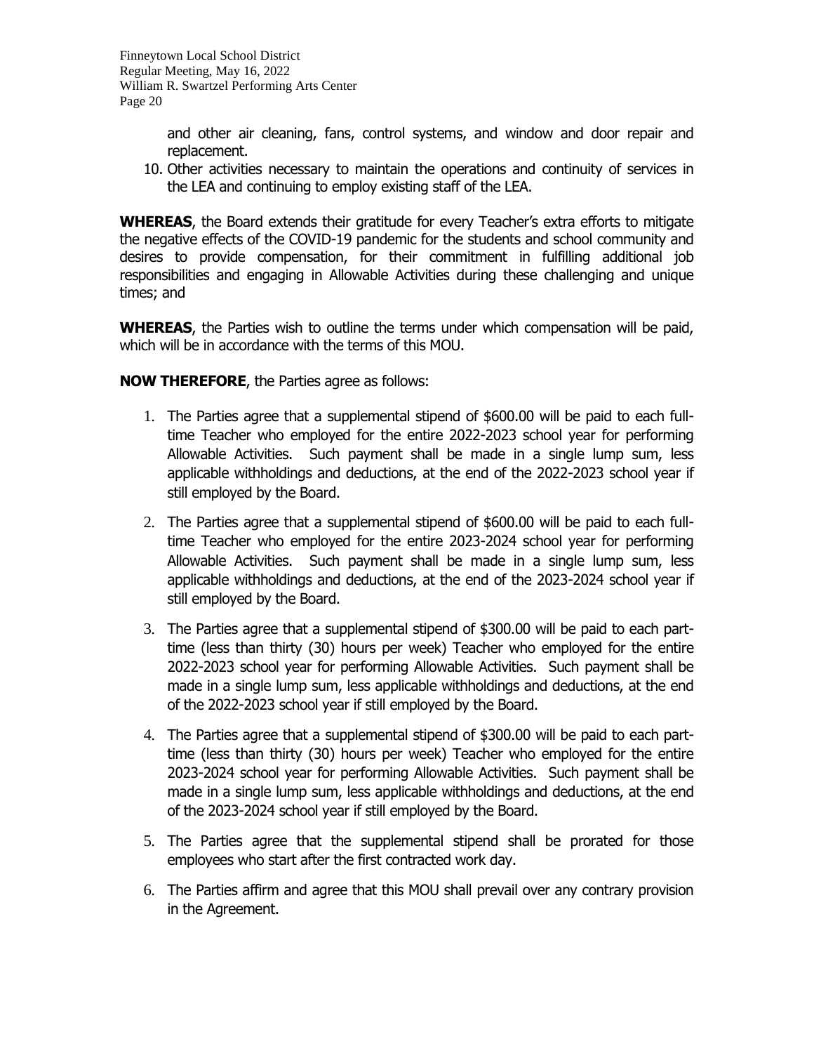and other air cleaning, fans, control systems, and window and door repair and replacement.

10. Other activities necessary to maintain the operations and continuity of services in the LEA and continuing to employ existing staff of the LEA.

**WHEREAS**, the Board extends their gratitude for every Teacher's extra efforts to mitigate the negative effects of the COVID-19 pandemic for the students and school community and desires to provide compensation, for their commitment in fulfilling additional job responsibilities and engaging in Allowable Activities during these challenging and unique times; and

**WHEREAS**, the Parties wish to outline the terms under which compensation will be paid, which will be in accordance with the terms of this MOU.

**NOW THEREFORE**, the Parties agree as follows:

1. The Parties agree that a supplemental stipend of $600.00 will be paid to each full-time Teacher who employed for the entire 2022-2023 school year for performing Allowable Activities. Such payment shall be made in a single lump sum, less applicable withholdings and deductions, at the end of the 2022-2023 school year if still employed by the Board.

2. The Parties agree that a supplemental stipend of $600.00 will be paid to each full-time Teacher who employed for the entire 2023-2024 school year for performing Allowable Activities. Such payment shall be made in a single lump sum, less applicable withholdings and deductions, at the end of the 2023-2024 school year if still employed by the Board.

3. The Parties agree that a supplemental stipend of $300.00 will be paid to each part-time (less than thirty (30) hours per week) Teacher who employed for the entire 2022-2023 school year for performing Allowable Activities. Such payment shall be made in a single lump sum, less applicable withholdings and deductions, at the end of the 2022-2023 school year if still employed by the Board.

4. The Parties agree that a supplemental stipend of $300.00 will be paid to each part-time (less than thirty (30) hours per week) Teacher who employed for the entire 2023-2024 school year for performing Allowable Activities. Such payment shall be made in a single lump sum, less applicable withholdings and deductions, at the end of the 2023-2024 school year if still employed by the Board.

5. The Parties agree that the supplemental stipend shall be prorated for those employees who start after the first contracted work day.

6. The Parties affirm and agree that this MOU shall prevail over any contrary provision in the Agreement.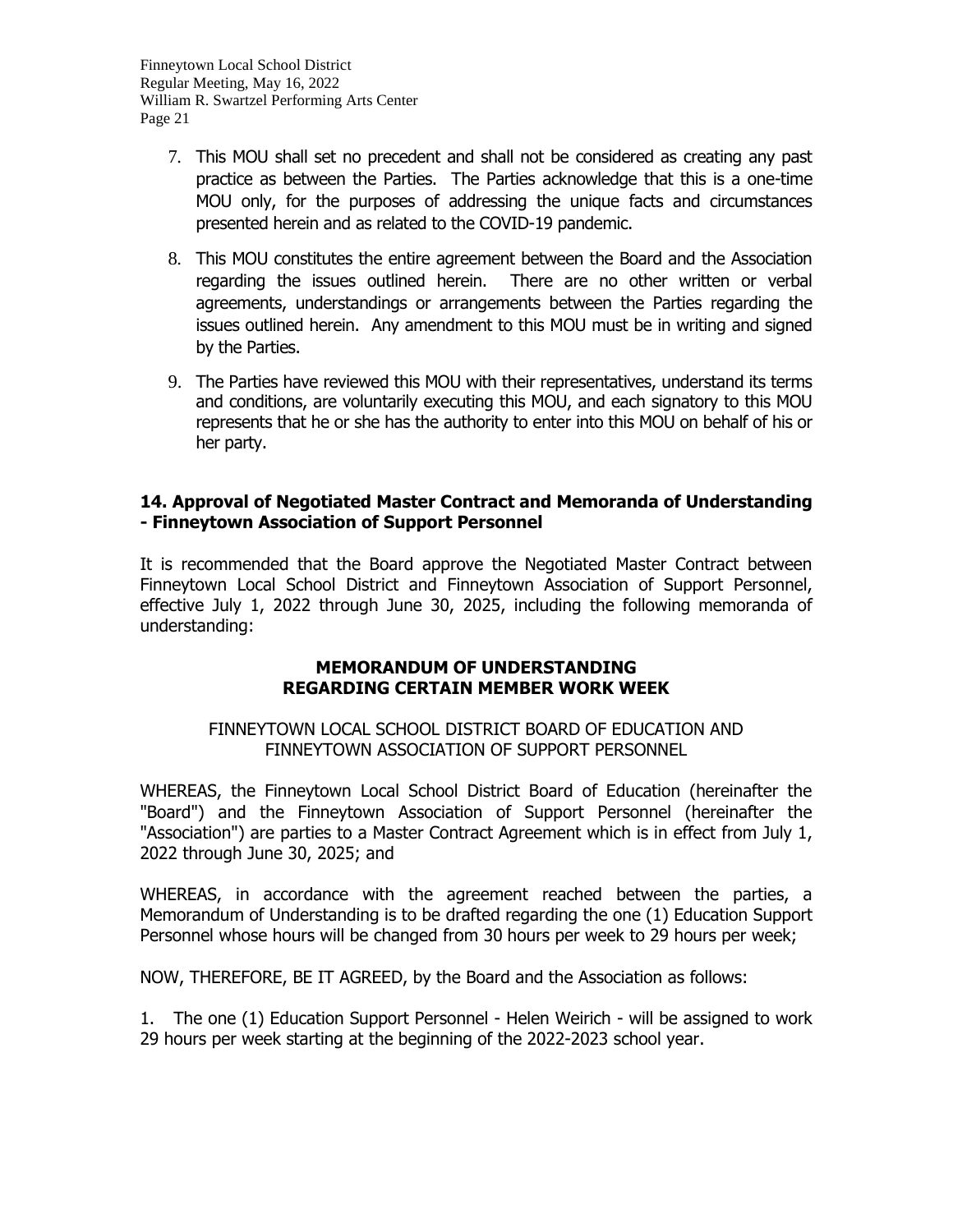7. This MOU shall set no precedent and shall not be considered as creating any past practice as between the Parties. The Parties acknowledge that this is a one-time MOU only, for the purposes of addressing the unique facts and circumstances presented herein and as related to the COVID-19 pandemic.

8. This MOU constitutes the entire agreement between the Board and the Association regarding the issues outlined herein. There are no other written or verbal agreements, understandings or arrangements between the Parties regarding the issues outlined herein. Any amendment to this MOU must be in writing and signed by the Parties.

9. The Parties have reviewed this MOU with their representatives, understand its terms and conditions, are voluntarily executing this MOU, and each signatory to this MOU represents that he or she has the authority to enter into this MOU on behalf of his or her party.

## 14. Approval of Negotiated Master Contract and Memoranda of Understanding - Finneytown Association of Support Personnel

It is recommended that the Board approve the Negotiated Master Contract between Finneytown Local School District and Finneytown Association of Support Personnel, effective July 1, 2022 through June 30, 2025, including the following memoranda of understanding:

### MEMORANDUM OF UNDERSTANDING REGARDING CERTAIN MEMBER WORK WEEK

FINNEYTOWN LOCAL SCHOOL DISTRICT BOARD OF EDUCATION AND FINNEYTOWN ASSOCIATION OF SUPPORT PERSONNEL

WHEREAS, the Finneytown Local School District Board of Education (hereinafter the "Board") and the Finneytown Association of Support Personnel (hereinafter the "Association") are parties to a Master Contract Agreement which is in effect from July 1, 2022 through June 30, 2025; and

WHEREAS, in accordance with the agreement reached between the parties, a Memorandum of Understanding is to be drafted regarding the one (1) Education Support Personnel whose hours will be changed from 30 hours per week to 29 hours per week;

NOW, THEREFORE, BE IT AGREED, by the Board and the Association as follows:

1. The one (1) Education Support Personnel - Helen Weirich - will be assigned to work 29 hours per week starting at the beginning of the 2022-2023 school year.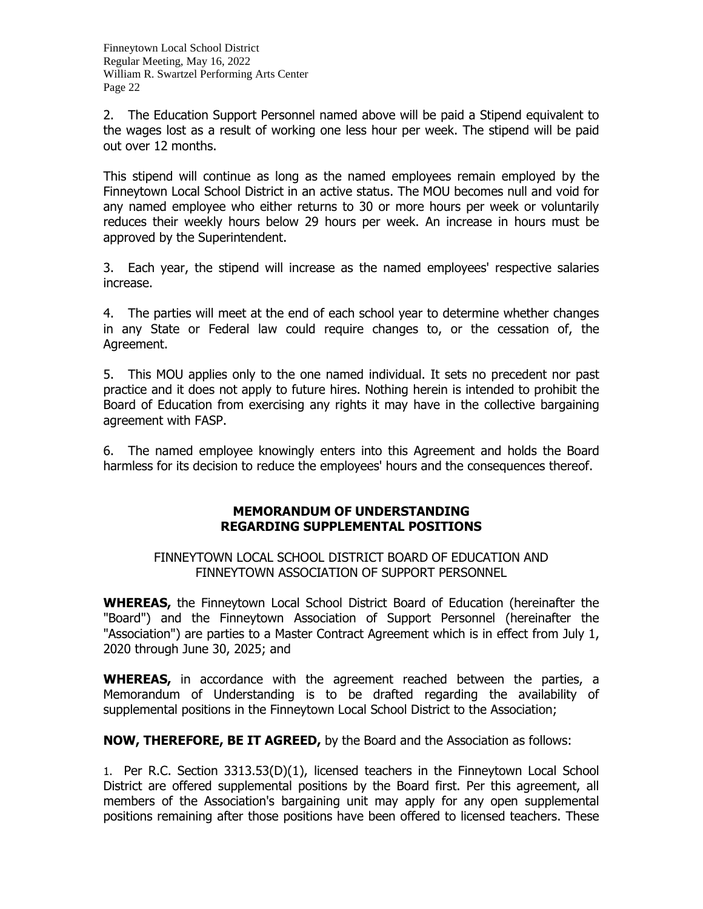2. The Education Support Personnel named above will be paid a Stipend equivalent to the wages lost as a result of working one less hour per week. The stipend will be paid out over 12 months.

This stipend will continue as long as the named employees remain employed by the Finneytown Local School District in an active status. The MOU becomes null and void for any named employee who either returns to 30 or more hours per week or voluntarily reduces their weekly hours below 29 hours per week. An increase in hours must be approved by the Superintendent.

3. Each year, the stipend will increase as the named employees' respective salaries increase.

4. The parties will meet at the end of each school year to determine whether changes in any State or Federal law could require changes to, or the cessation of, the Agreement.

5. This MOU applies only to the one named individual. It sets no precedent nor past practice and it does not apply to future hires. Nothing herein is intended to prohibit the Board of Education from exercising any rights it may have in the collective bargaining agreement with FASP.

6. The named employee knowingly enters into this Agreement and holds the Board harmless for its decision to reduce the employees' hours and the consequences thereof.

## MEMORANDUM OF UNDERSTANDING REGARDING SUPPLEMENTAL POSITIONS

FINNEYTOWN LOCAL SCHOOL DISTRICT BOARD OF EDUCATION AND FINNEYTOWN ASSOCIATION OF SUPPORT PERSONNEL

**WHEREAS,** the Finneytown Local School District Board of Education (hereinafter the "Board") and the Finneytown Association of Support Personnel (hereinafter the "Association") are parties to a Master Contract Agreement which is in effect from July 1, 2020 through June 30, 2025; and

**WHEREAS,** in accordance with the agreement reached between the parties, a Memorandum of Understanding is to be drafted regarding the availability of supplemental positions in the Finneytown Local School District to the Association;

**NOW, THEREFORE, BE IT AGREED,** by the Board and the Association as follows:

1. Per R.C. Section 3313.53(D)(1), licensed teachers in the Finneytown Local School District are offered supplemental positions by the Board first. Per this agreement, all members of the Association's bargaining unit may apply for any open supplemental positions remaining after those positions have been offered to licensed teachers. These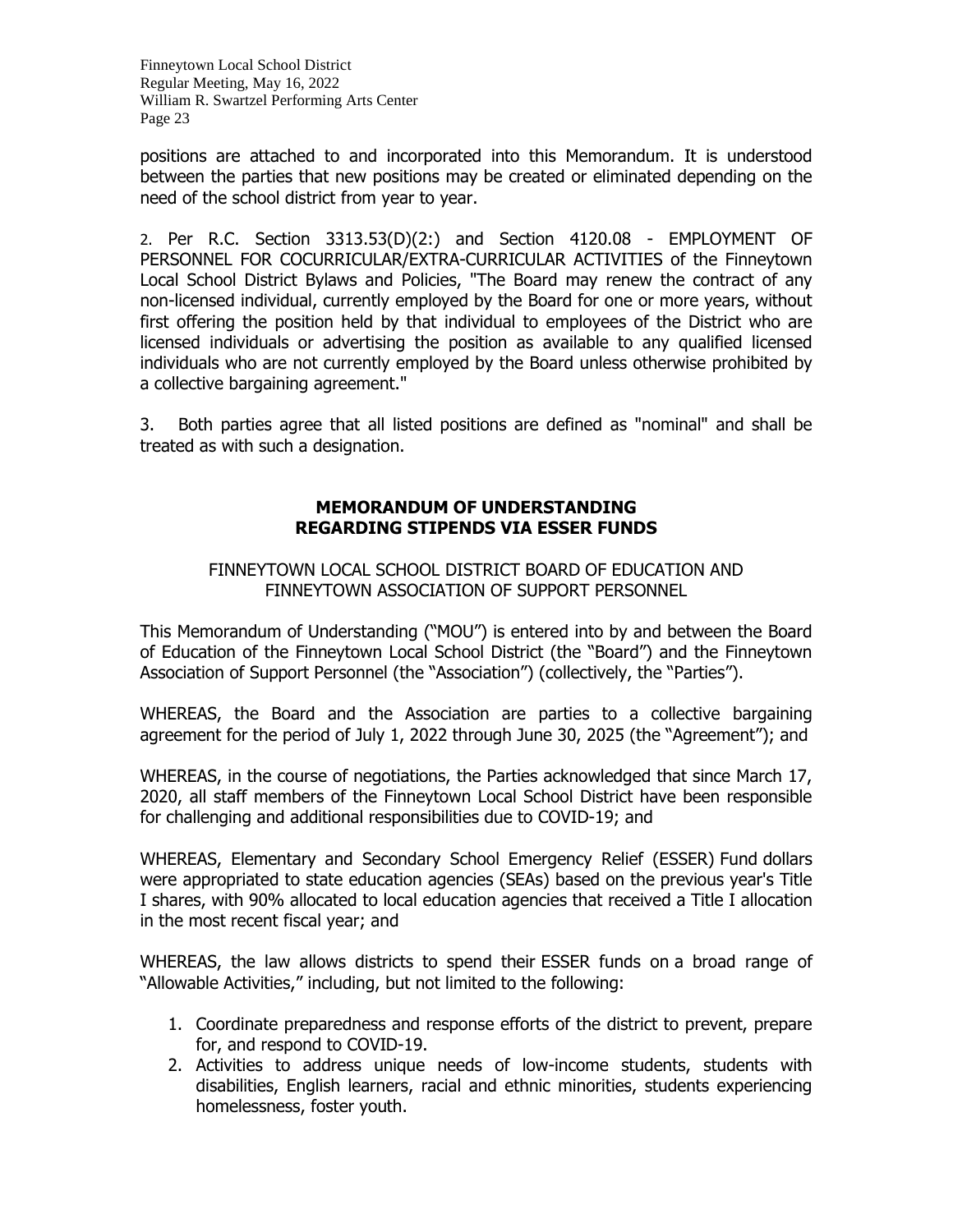positions are attached to and incorporated into this Memorandum. It is understood between the parties that new positions may be created or eliminated depending on the need of the school district from year to year.

2. Per R.C. Section 3313.53(D)(2:) and Section 4120.08 - EMPLOYMENT OF PERSONNEL FOR COCURRICULAR/EXTRA-CURRICULAR ACTIVITIES of the Finneytown Local School District Bylaws and Policies, "The Board may renew the contract of any non-licensed individual, currently employed by the Board for one or more years, without first offering the position held by that individual to employees of the District who are licensed individuals or advertising the position as available to any qualified licensed individuals who are not currently employed by the Board unless otherwise prohibited by a collective bargaining agreement."

3. Both parties agree that all listed positions are defined as "nominal" and shall be treated as with such a designation.

## MEMORANDUM OF UNDERSTANDING REGARDING STIPENDS VIA ESSER FUNDS

FINNEYTOWN LOCAL SCHOOL DISTRICT BOARD OF EDUCATION AND FINNEYTOWN ASSOCIATION OF SUPPORT PERSONNEL

This Memorandum of Understanding ("MOU") is entered into by and between the Board of Education of the Finneytown Local School District (the "Board") and the Finneytown Association of Support Personnel (the "Association") (collectively, the "Parties").

WHEREAS, the Board and the Association are parties to a collective bargaining agreement for the period of July 1, 2022 through June 30, 2025 (the "Agreement"); and

WHEREAS, in the course of negotiations, the Parties acknowledged that since March 17, 2020, all staff members of the Finneytown Local School District have been responsible for challenging and additional responsibilities due to COVID-19; and

WHEREAS, Elementary and Secondary School Emergency Relief (ESSER) Fund dollars were appropriated to state education agencies (SEAs) based on the previous year's Title I shares, with 90% allocated to local education agencies that received a Title I allocation in the most recent fiscal year; and

WHEREAS, the law allows districts to spend their ESSER funds on a broad range of "Allowable Activities," including, but not limited to the following:

1. Coordinate preparedness and response efforts of the district to prevent, prepare for, and respond to COVID-19.
2. Activities to address unique needs of low-income students, students with disabilities, English learners, racial and ethnic minorities, students experiencing homelessness, foster youth.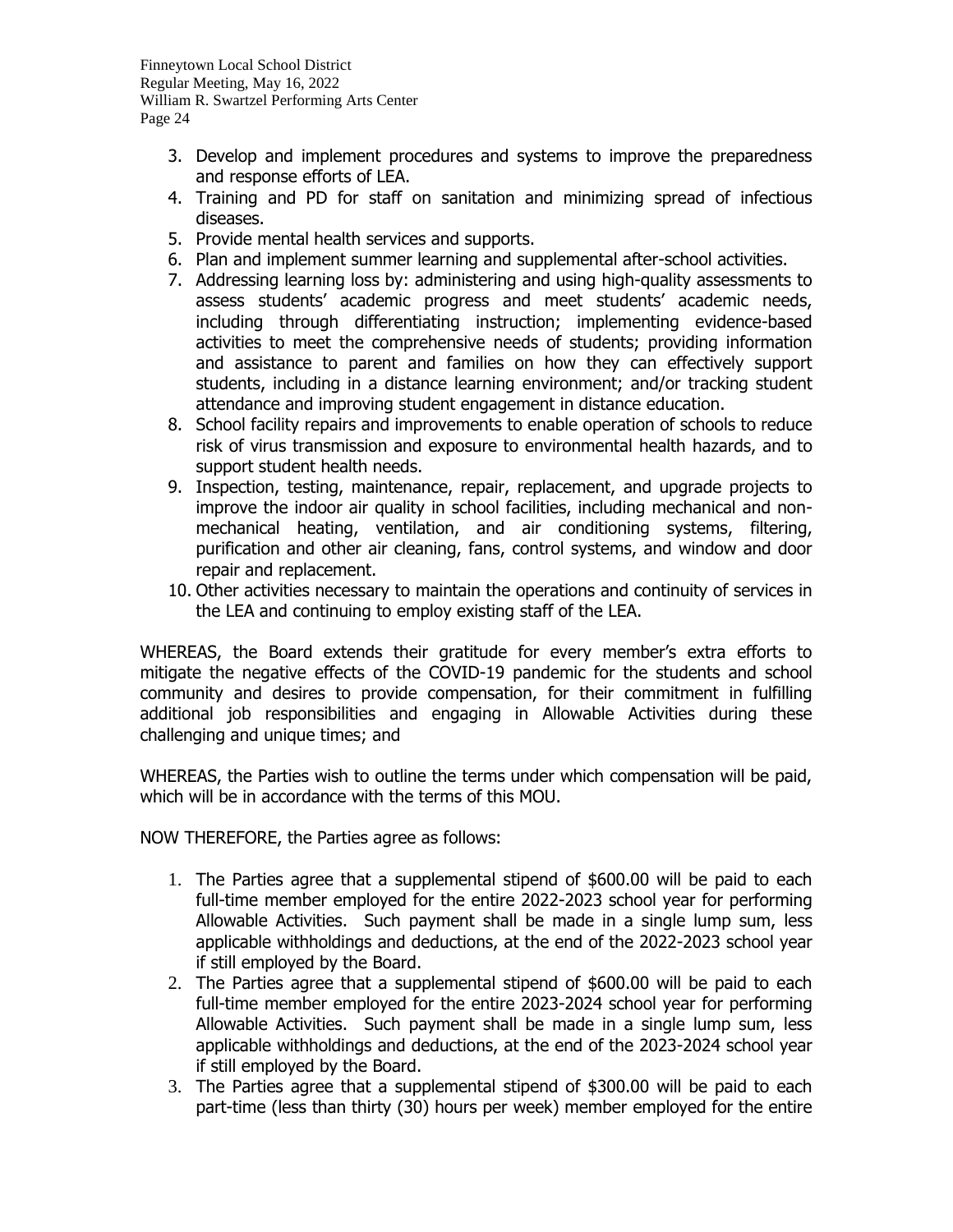3. Develop and implement procedures and systems to improve the preparedness and response efforts of LEA.
4. Training and PD for staff on sanitation and minimizing spread of infectious diseases.
5. Provide mental health services and supports.
6. Plan and implement summer learning and supplemental after-school activities.
7. Addressing learning loss by: administering and using high-quality assessments to assess students' academic progress and meet students' academic needs, including through differentiating instruction; implementing evidence-based activities to meet the comprehensive needs of students; providing information and assistance to parent and families on how they can effectively support students, including in a distance learning environment; and/or tracking student attendance and improving student engagement in distance education.
8. School facility repairs and improvements to enable operation of schools to reduce risk of virus transmission and exposure to environmental health hazards, and to support student health needs.
9. Inspection, testing, maintenance, repair, replacement, and upgrade projects to improve the indoor air quality in school facilities, including mechanical and non-mechanical heating, ventilation, and air conditioning systems, filtering, purification and other air cleaning, fans, control systems, and window and door repair and replacement.
10. Other activities necessary to maintain the operations and continuity of services in the LEA and continuing to employ existing staff of the LEA.

WHEREAS, the Board extends their gratitude for every member's extra efforts to mitigate the negative effects of the COVID-19 pandemic for the students and school community and desires to provide compensation, for their commitment in fulfilling additional job responsibilities and engaging in Allowable Activities during these challenging and unique times; and

WHEREAS, the Parties wish to outline the terms under which compensation will be paid, which will be in accordance with the terms of this MOU.

NOW THEREFORE, the Parties agree as follows:

1. The Parties agree that a supplemental stipend of $600.00 will be paid to each full-time member employed for the entire 2022-2023 school year for performing Allowable Activities. Such payment shall be made in a single lump sum, less applicable withholdings and deductions, at the end of the 2022-2023 school year if still employed by the Board.
2. The Parties agree that a supplemental stipend of $600.00 will be paid to each full-time member employed for the entire 2023-2024 school year for performing Allowable Activities. Such payment shall be made in a single lump sum, less applicable withholdings and deductions, at the end of the 2023-2024 school year if still employed by the Board.
3. The Parties agree that a supplemental stipend of $300.00 will be paid to each part-time (less than thirty (30) hours per week) member employed for the entire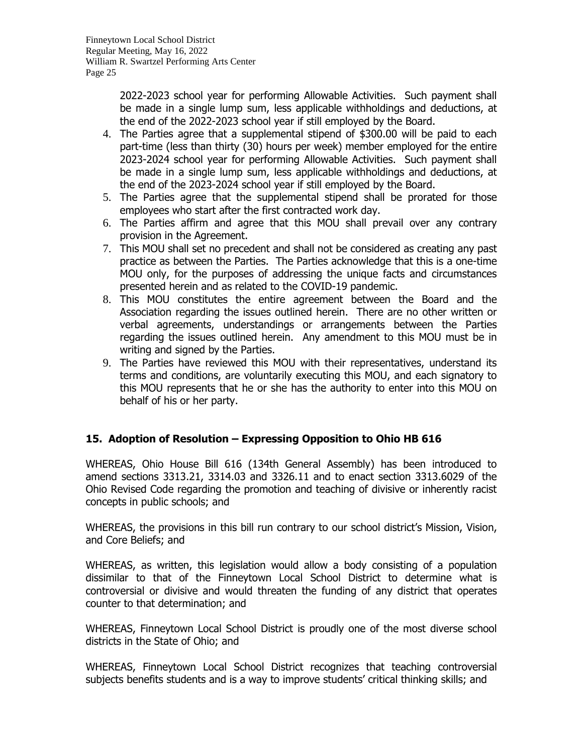2022-2023 school year for performing Allowable Activities. Such payment shall be made in a single lump sum, less applicable withholdings and deductions, at the end of the 2022-2023 school year if still employed by the Board.

4. The Parties agree that a supplemental stipend of $300.00 will be paid to each part-time (less than thirty (30) hours per week) member employed for the entire 2023-2024 school year for performing Allowable Activities. Such payment shall be made in a single lump sum, less applicable withholdings and deductions, at the end of the 2023-2024 school year if still employed by the Board.
5. The Parties agree that the supplemental stipend shall be prorated for those employees who start after the first contracted work day.
6. The Parties affirm and agree that this MOU shall prevail over any contrary provision in the Agreement.
7. This MOU shall set no precedent and shall not be considered as creating any past practice as between the Parties. The Parties acknowledge that this is a one-time MOU only, for the purposes of addressing the unique facts and circumstances presented herein and as related to the COVID-19 pandemic.
8. This MOU constitutes the entire agreement between the Board and the Association regarding the issues outlined herein. There are no other written or verbal agreements, understandings or arrangements between the Parties regarding the issues outlined herein. Any amendment to this MOU must be in writing and signed by the Parties.
9. The Parties have reviewed this MOU with their representatives, understand its terms and conditions, are voluntarily executing this MOU, and each signatory to this MOU represents that he or she has the authority to enter into this MOU on behalf of his or her party.

## 15. Adoption of Resolution – Expressing Opposition to Ohio HB 616

WHEREAS, Ohio House Bill 616 (134th General Assembly) has been introduced to amend sections 3313.21, 3314.03 and 3326.11 and to enact section 3313.6029 of the Ohio Revised Code regarding the promotion and teaching of divisive or inherently racist concepts in public schools; and

WHEREAS, the provisions in this bill run contrary to our school district's Mission, Vision, and Core Beliefs; and

WHEREAS, as written, this legislation would allow a body consisting of a population dissimilar to that of the Finneytown Local School District to determine what is controversial or divisive and would threaten the funding of any district that operates counter to that determination; and

WHEREAS, Finneytown Local School District is proudly one of the most diverse school districts in the State of Ohio; and

WHEREAS, Finneytown Local School District recognizes that teaching controversial subjects benefits students and is a way to improve students' critical thinking skills; and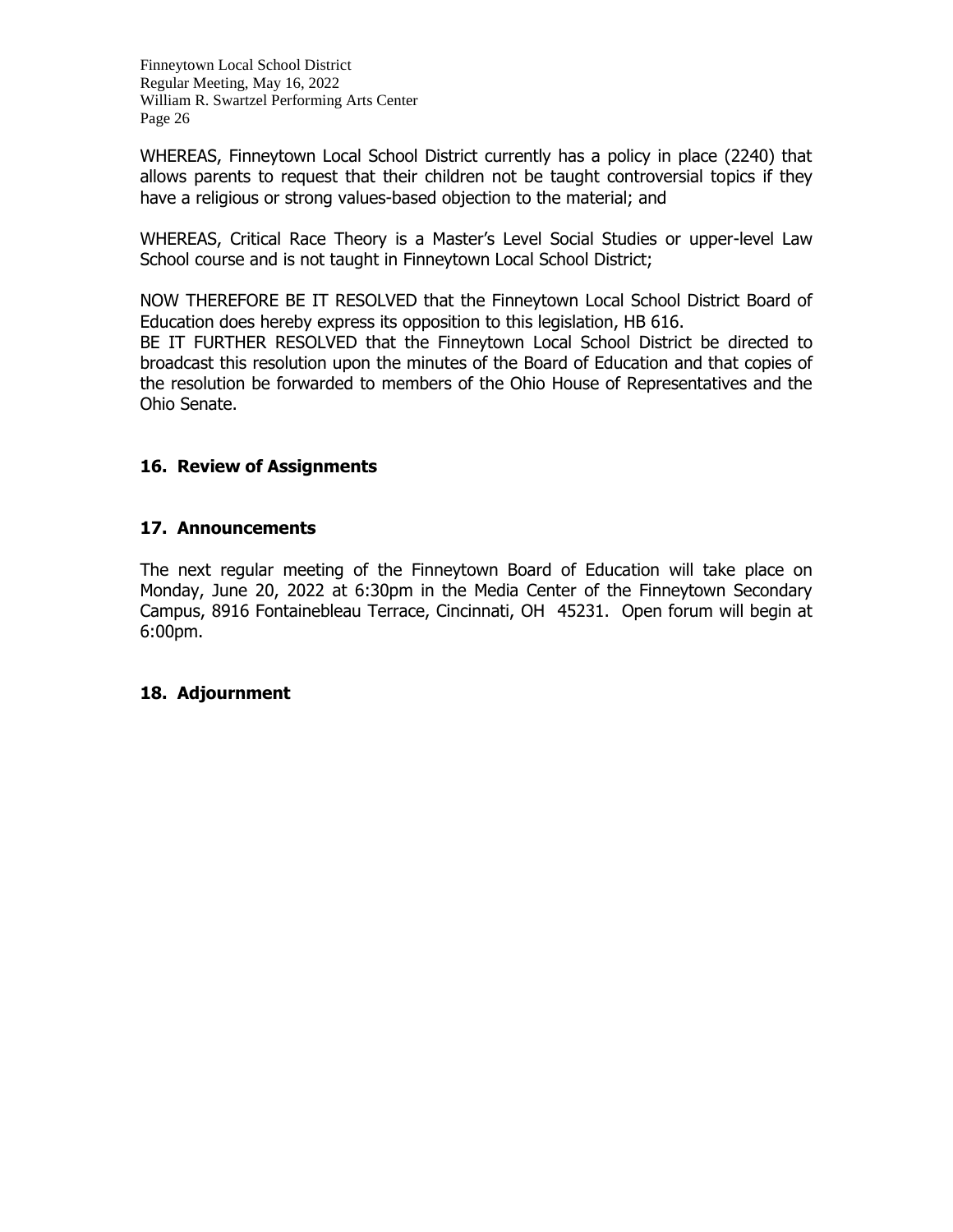WHEREAS, Finneytown Local School District currently has a policy in place (2240) that allows parents to request that their children not be taught controversial topics if they have a religious or strong values-based objection to the material; and

WHEREAS, Critical Race Theory is a Master's Level Social Studies or upper-level Law School course and is not taught in Finneytown Local School District;

NOW THEREFORE BE IT RESOLVED that the Finneytown Local School District Board of Education does hereby express its opposition to this legislation, HB 616.
BE IT FURTHER RESOLVED that the Finneytown Local School District be directed to broadcast this resolution upon the minutes of the Board of Education and that copies of the resolution be forwarded to members of the Ohio House of Representatives and the Ohio Senate.

## 16. Review of Assignments

## 17. Announcements

The next regular meeting of the Finneytown Board of Education will take place on Monday, June 20, 2022 at 6:30pm in the Media Center of the Finneytown Secondary Campus, 8916 Fontainebleau Terrace, Cincinnati, OH 45231. Open forum will begin at 6:00pm.

## 18. Adjournment